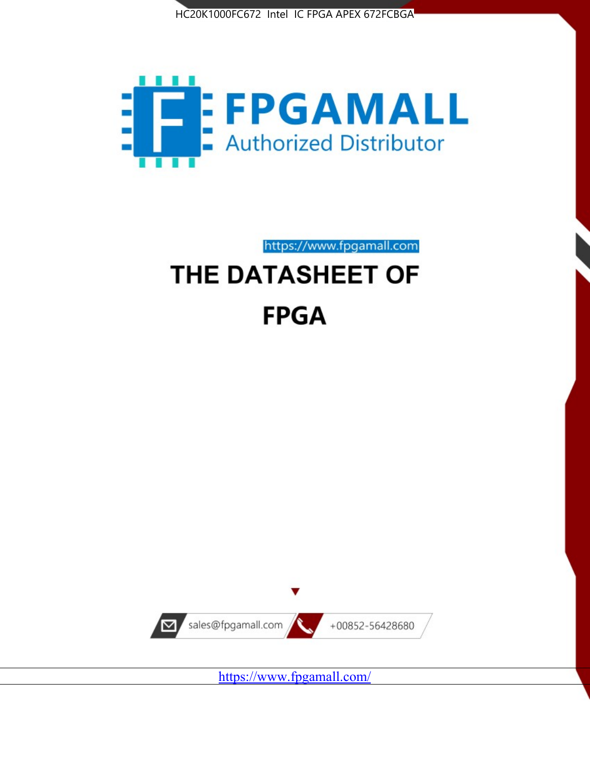HC20K1000FC672 Intel IC FPGA APEX 672FCBGA

FPGAMALL

Authorized Distributor

https://www.fpgamall.com

# THE DATASHEET OF

# FPGA

sales@fpgamall.com

+00852-56428680

https://www.fpgamall.com/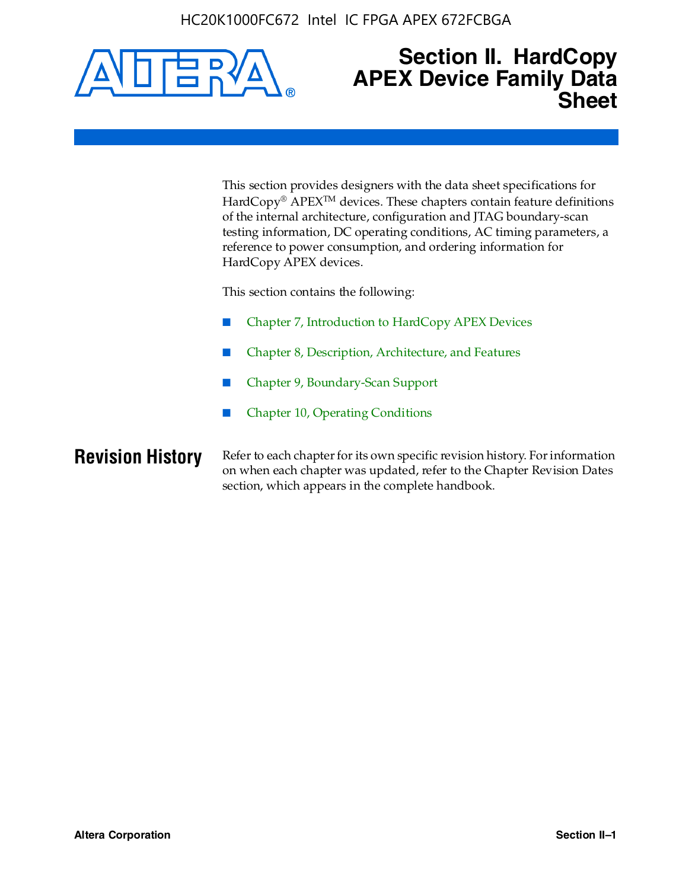# Section II. HardCopy APEX Device Family Data Sheet

This section provides designers with the data sheet specifications for HardCopy® APEX™ devices. These chapters contain feature definitions of the internal architecture, configuration and JTAG boundary-scan testing information, DC operating conditions, AC timing parameters, a reference to power consumption, and ordering information for HardCopy APEX devices.

This section contains the following:

- Chapter 7, Introduction to HardCopy APEX Devices
- Chapter 8, Description, Architecture, and Features
- Chapter 9, Boundary-Scan Support
- Chapter 10, Operating Conditions

## Revision History

Refer to each chapter for its own specific revision history. For information on when each chapter was updated, refer to the Chapter Revision Dates section, which appears in the complete handbook.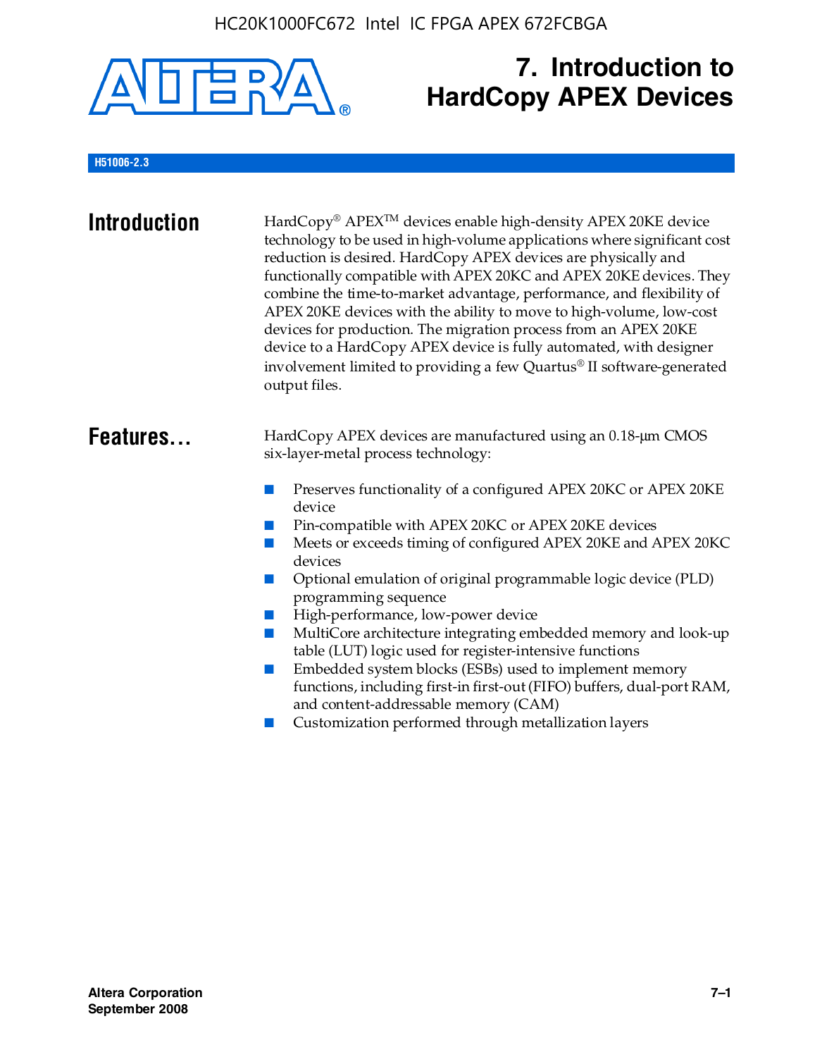# 7. Introduction to HardCopy APEX Devices

H51006-2.3

## Introduction

HardCopy® APEX™ devices enable high-density APEX 20KE device technology to be used in high-volume applications where significant cost reduction is desired. HardCopy APEX devices are physically and functionally compatible with APEX 20KC and APEX 20KE devices. They combine the time-to-market advantage, performance, and flexibility of APEX 20KE devices with the ability to move to high-volume, low-cost devices for production. The migration process from an APEX 20KE device to a HardCopy APEX device is fully automated, with designer involvement limited to providing a few Quartus® II software-generated output files.

## Features...

HardCopy APEX devices are manufactured using an 0.18-μm CMOS six-layer-metal process technology:

- Preserves functionality of a configured APEX 20KC or APEX 20KE device
- Pin-compatible with APEX 20KC or APEX 20KE devices
- Meets or exceeds timing of configured APEX 20KE and APEX 20KC devices
- Optional emulation of original programmable logic device (PLD) programming sequence
- High-performance, low-power device
- MultiCore architecture integrating embedded memory and look-up table (LUT) logic used for register-intensive functions
- Embedded system blocks (ESBs) used to implement memory functions, including first-in first-out (FIFO) buffers, dual-port RAM, and content-addressable memory (CAM)
- Customization performed through metallization layers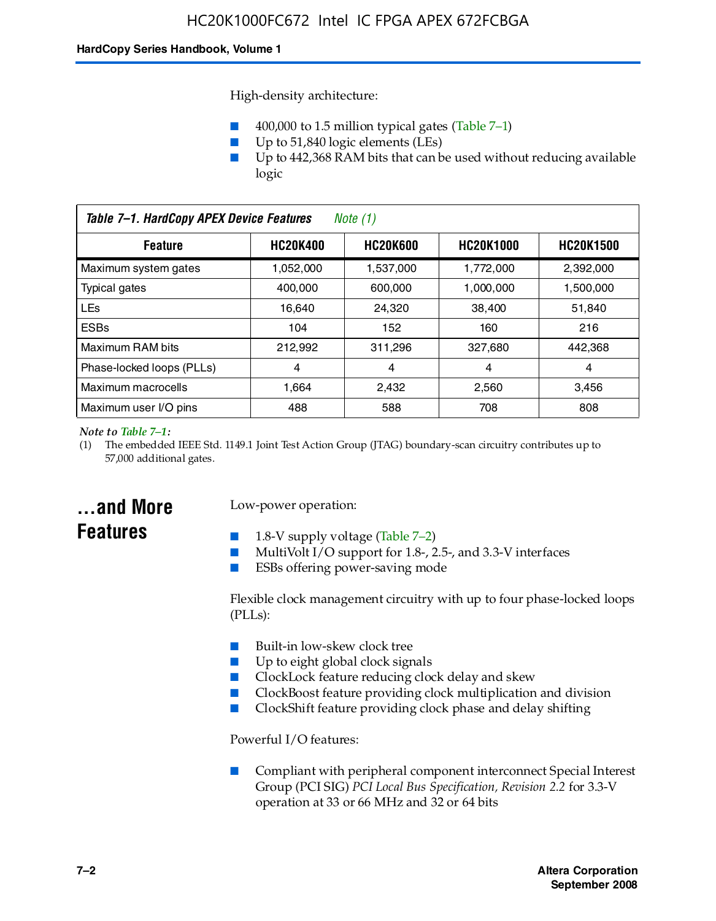High-density architecture:

- 400,000 to 1.5 million typical gates (Table 7–1)
- Up to 51,840 logic elements (LEs)
- Up to 442,368 RAM bits that can be used without reducing available logic

*Table 7–1. HardCopy APEX Device Features Note (1)*

| Feature | HC20K400 | HC20K600 | HC20K1000 | HC20K1500 |
|---|---|---|---|---|
| Maximum system gates | 1,052,000 | 1,537,000 | 1,772,000 | 2,392,000 |
| Typical gates | 400,000 | 600,000 | 1,000,000 | 1,500,000 |
| LEs | 16,640 | 24,320 | 38,400 | 51,840 |
| ESBs | 104 | 152 | 160 | 216 |
| Maximum RAM bits | 212,992 | 311,296 | 327,680 | 442,368 |
| Phase-locked loops (PLLs) | 4 | 4 | 4 | 4 |
| Maximum macrocells | 1,664 | 2,432 | 2,560 | 3,456 |
| Maximum user I/O pins | 488 | 588 | 708 | 808 |

*Note to Table 7–1:*

(1) The embedded IEEE Std. 1149.1 Joint Test Action Group (JTAG) boundary-scan circuitry contributes up to 57,000 additional gates.

## ...and More Features

Low-power operation:

- 1.8-V supply voltage (Table 7–2)
- MultiVolt I/O support for 1.8-, 2.5-, and 3.3-V interfaces
- ESBs offering power-saving mode

Flexible clock management circuitry with up to four phase-locked loops (PLLs):

- Built-in low-skew clock tree
- Up to eight global clock signals
- ClockLock feature reducing clock delay and skew
- ClockBoost feature providing clock multiplication and division
- ClockShift feature providing clock phase and delay shifting

Powerful I/O features:

- Compliant with peripheral component interconnect Special Interest Group (PCI SIG) *PCI Local Bus Specification, Revision 2.2* for 3.3-V operation at 33 or 66 MHz and 32 or 64 bits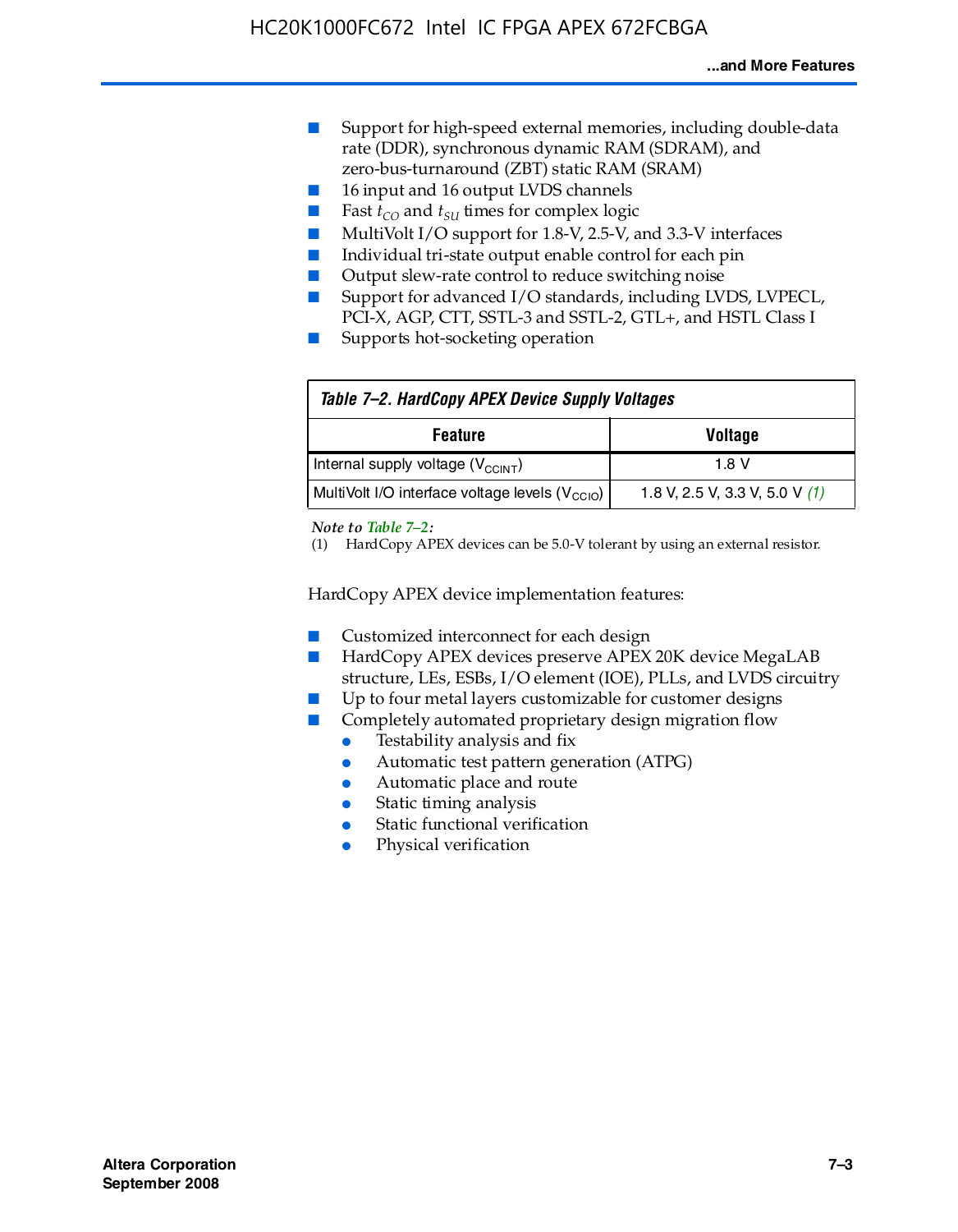- Support for high-speed external memories, including double-data rate (DDR), synchronous dynamic RAM (SDRAM), and zero-bus-turnaround (ZBT) static RAM (SRAM)
- 16 input and 16 output LVDS channels
- Fast $t_{CO}$ and $t_{SU}$ times for complex logic
- MultiVolt I/O support for 1.8-V, 2.5-V, and 3.3-V interfaces
- Individual tri-state output enable control for each pin
- Output slew-rate control to reduce switching noise
- Support for advanced I/O standards, including LVDS, LVPECL, PCI-X, AGP, CTT, SSTL-3 and SSTL-2, GTL+, and HSTL Class I
- Supports hot-socketing operation

**Table 7–2. HardCopy APEX Device Supply Voltages**

| Feature | Voltage |
|---|---|
| Internal supply voltage ($V_{CCINT}$) | 1.8 V |
| MultiVolt I/O interface voltage levels ($V_{CCIO}$) | 1.8 V, 2.5 V, 3.3 V, 5.0 V *(1)* |

*Note to Table 7–2:*

(1) HardCopy APEX devices can be 5.0-V tolerant by using an external resistor.

HardCopy APEX device implementation features:

- Customized interconnect for each design
- HardCopy APEX devices preserve APEX 20K device MegaLAB structure, LEs, ESBs, I/O element (IOE), PLLs, and LVDS circuitry
- Up to four metal layers customizable for customer designs
- Completely automated proprietary design migration flow
  - Testability analysis and fix
  - Automatic test pattern generation (ATPG)
  - Automatic place and route
  - Static timing analysis
  - Static functional verification
  - Physical verification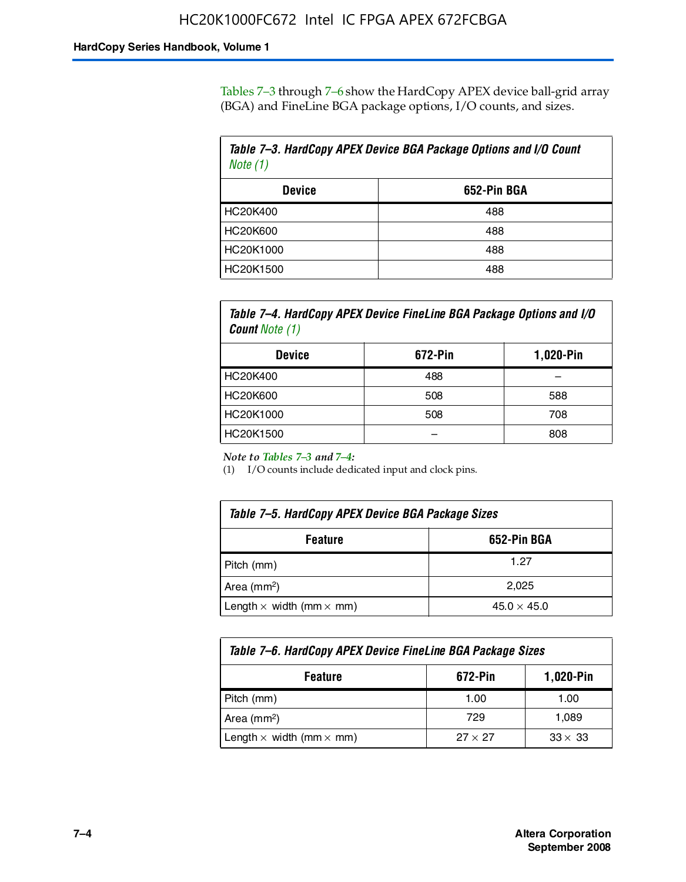Tables 7–3 through 7–6 show the HardCopy APEX device ball-grid array (BGA) and FineLine BGA package options, I/O counts, and sizes.

*Table 7–3. HardCopy APEX Device BGA Package Options and I/O Count Note (1)*

| Device | 652-Pin BGA |
|---|---|
| HC20K400 | 488 |
| HC20K600 | 488 |
| HC20K1000 | 488 |
| HC20K1500 | 488 |

*Table 7–4. HardCopy APEX Device FineLine BGA Package Options and I/O Count Note (1)*

| Device | 672-Pin | 1,020-Pin |
|---|---|---|
| HC20K400 | 488 | – |
| HC20K600 | 508 | 588 |
| HC20K1000 | 508 | 708 |
| HC20K1500 | – | 808 |

*Note to Tables 7–3 and 7–4:*

(1) I/O counts include dedicated input and clock pins.

*Table 7–5. HardCopy APEX Device BGA Package Sizes*

| Feature | 652-Pin BGA |
|---|---|
| Pitch (mm) | 1.27 |
| Area ($mm^2$) | 2,025 |
| Length × width (mm × mm) | 45.0 × 45.0 |

*Table 7–6. HardCopy APEX Device FineLine BGA Package Sizes*

| Feature | 672-Pin | 1,020-Pin |
|---|---|---|
| Pitch (mm) | 1.00 | 1.00 |
| Area ($mm^2$) | 729 | 1,089 |
| Length × width (mm × mm) | 27 × 27 | 33 × 33 |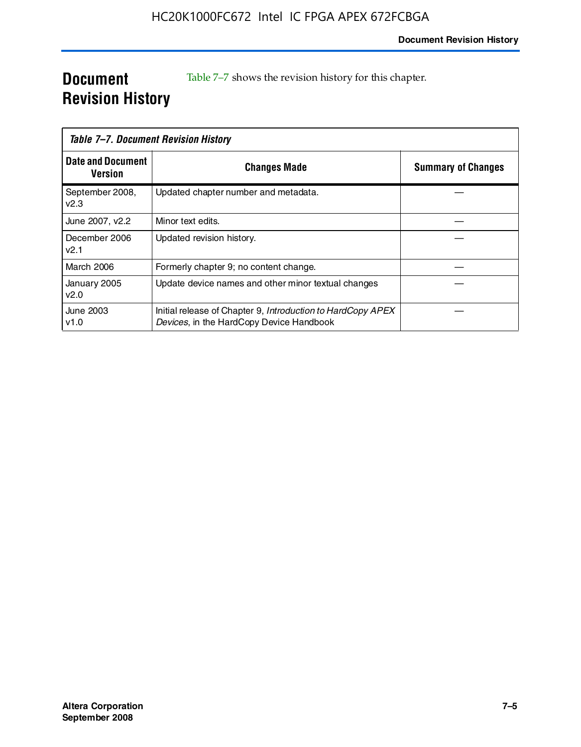# Document Revision History

Table 7–7 shows the revision history for this chapter.

*Table 7–7. Document Revision History*

| Date and Document Version | Changes Made | Summary of Changes |
|---|---|---|
| September 2008, v2.3 | Updated chapter number and metadata. | — |
| June 2007, v2.2 | Minor text edits. | — |
| December 2006 v2.1 | Updated revision history. | — |
| March 2006 | Formerly chapter 9; no content change. | — |
| January 2005 v2.0 | Update device names and other minor textual changes | — |
| June 2003 v1.0 | Initial release of Chapter 9, *Introduction to HardCopy APEX Devices*, in the HardCopy Device Handbook | — |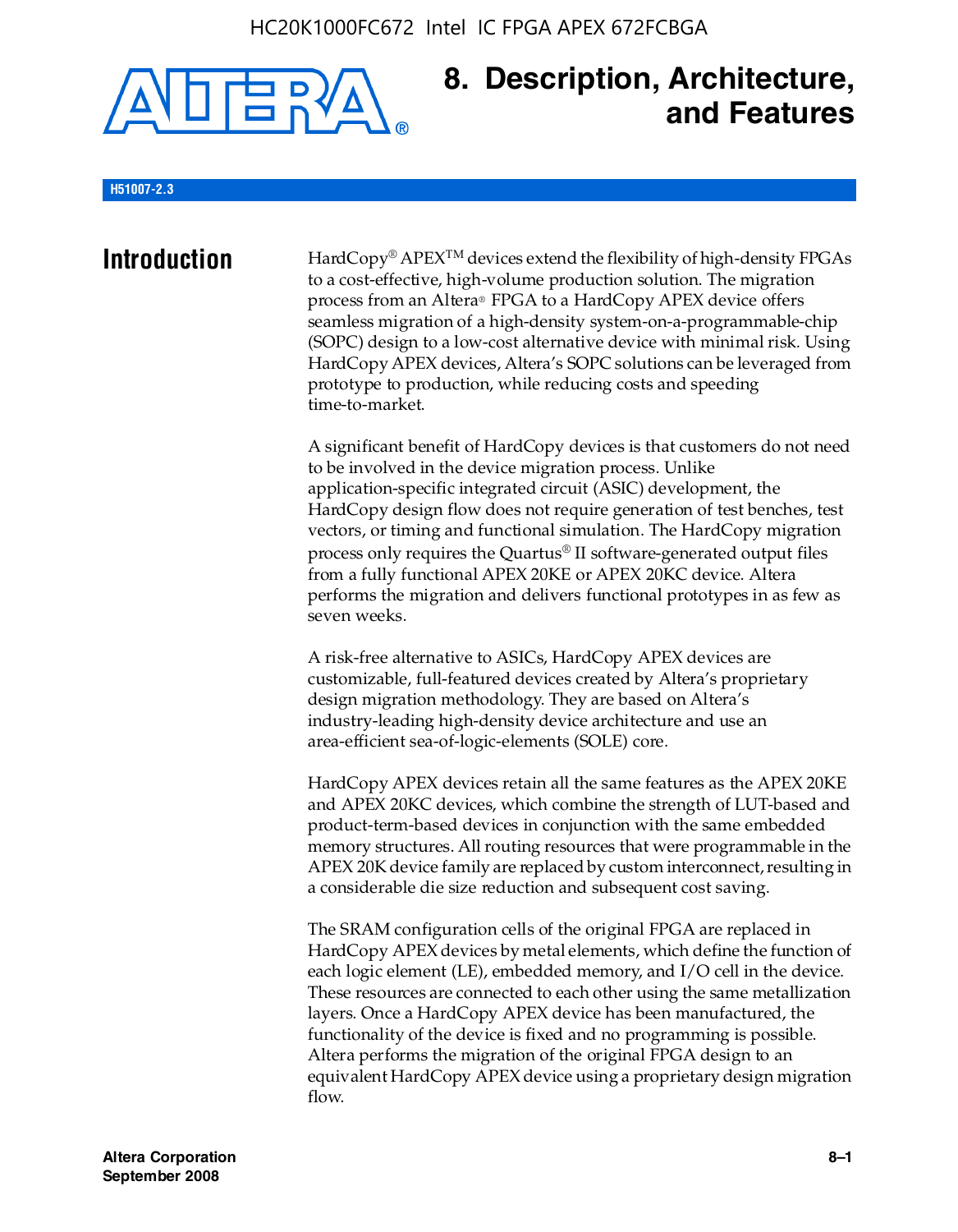# 8. Description, Architecture, and Features

H51007-2.3

## Introduction

HardCopy® APEX™ devices extend the flexibility of high-density FPGAs to a cost-effective, high-volume production solution. The migration process from an Altera® FPGA to a HardCopy APEX device offers seamless migration of a high-density system-on-a-programmable-chip (SOPC) design to a low-cost alternative device with minimal risk. Using HardCopy APEX devices, Altera's SOPC solutions can be leveraged from prototype to production, while reducing costs and speeding time-to-market.

A significant benefit of HardCopy devices is that customers do not need to be involved in the device migration process. Unlike application-specific integrated circuit (ASIC) development, the HardCopy design flow does not require generation of test benches, test vectors, or timing and functional simulation. The HardCopy migration process only requires the Quartus® II software-generated output files from a fully functional APEX 20KE or APEX 20KC device. Altera performs the migration and delivers functional prototypes in as few as seven weeks.

A risk-free alternative to ASICs, HardCopy APEX devices are customizable, full-featured devices created by Altera's proprietary design migration methodology. They are based on Altera's industry-leading high-density device architecture and use an area-efficient sea-of-logic-elements (SOLE) core.

HardCopy APEX devices retain all the same features as the APEX 20KE and APEX 20KC devices, which combine the strength of LUT-based and product-term-based devices in conjunction with the same embedded memory structures. All routing resources that were programmable in the APEX 20K device family are replaced by custom interconnect, resulting in a considerable die size reduction and subsequent cost saving.

The SRAM configuration cells of the original FPGA are replaced in HardCopy APEX devices by metal elements, which define the function of each logic element (LE), embedded memory, and I/O cell in the device. These resources are connected to each other using the same metallization layers. Once a HardCopy APEX device has been manufactured, the functionality of the device is fixed and no programming is possible. Altera performs the migration of the original FPGA design to an equivalent HardCopy APEX device using a proprietary design migration flow.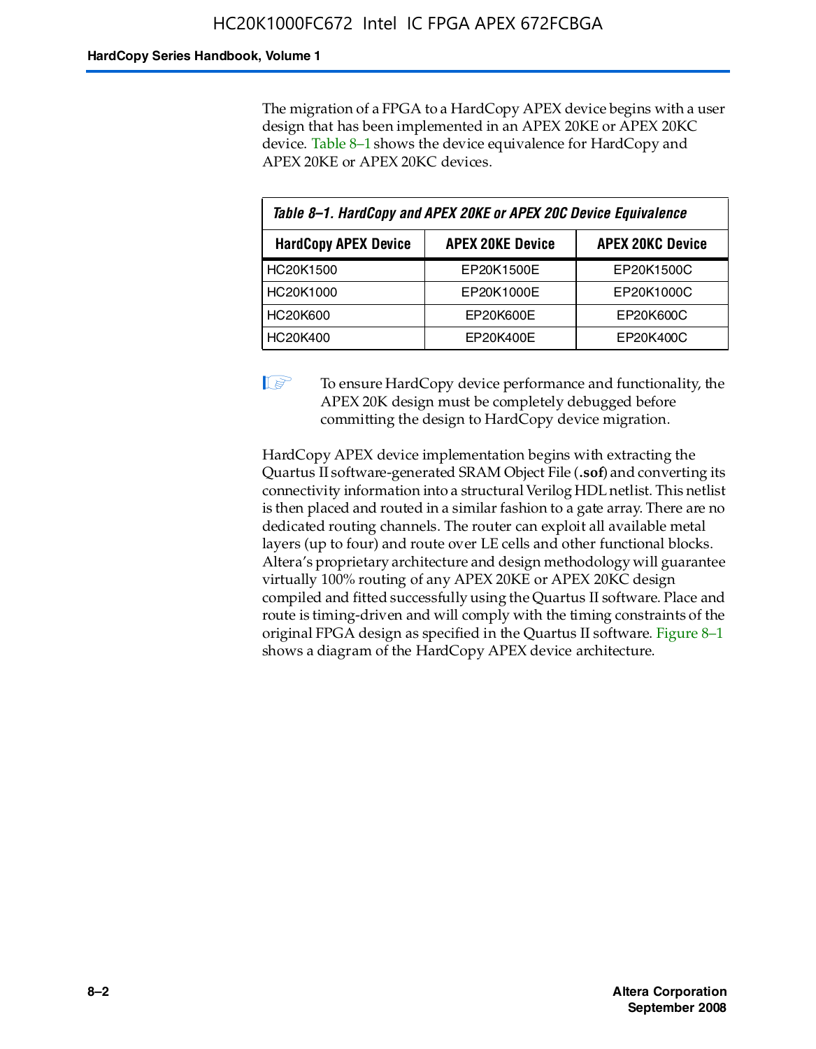The migration of a FPGA to a HardCopy APEX device begins with a user design that has been implemented in an APEX 20KE or APEX 20KC device. Table 8–1 shows the device equivalence for HardCopy and APEX 20KE or APEX 20KC devices.

*Table 8–1. HardCopy and APEX 20KE or APEX 20C Device Equivalence*

| HardCopy APEX Device | APEX 20KE Device | APEX 20KC Device |
|---|---|---|
| HC20K1500 | EP20K1500E | EP20K1500C |
| HC20K1000 | EP20K1000E | EP20K1000C |
| HC20K600 | EP20K600E | EP20K600C |
| HC20K400 | EP20K400E | EP20K400C |

To ensure HardCopy device performance and functionality, the APEX 20K design must be completely debugged before committing the design to HardCopy device migration.

HardCopy APEX device implementation begins with extracting the Quartus II software-generated SRAM Object File (**.sof**) and converting its connectivity information into a structural Verilog HDL netlist. This netlist is then placed and routed in a similar fashion to a gate array. There are no dedicated routing channels. The router can exploit all available metal layers (up to four) and route over LE cells and other functional blocks. Altera's proprietary architecture and design methodology will guarantee virtually 100% routing of any APEX 20KE or APEX 20KC design compiled and fitted successfully using the Quartus II software. Place and route is timing-driven and will comply with the timing constraints of the original FPGA design as specified in the Quartus II software. Figure 8–1 shows a diagram of the HardCopy APEX device architecture.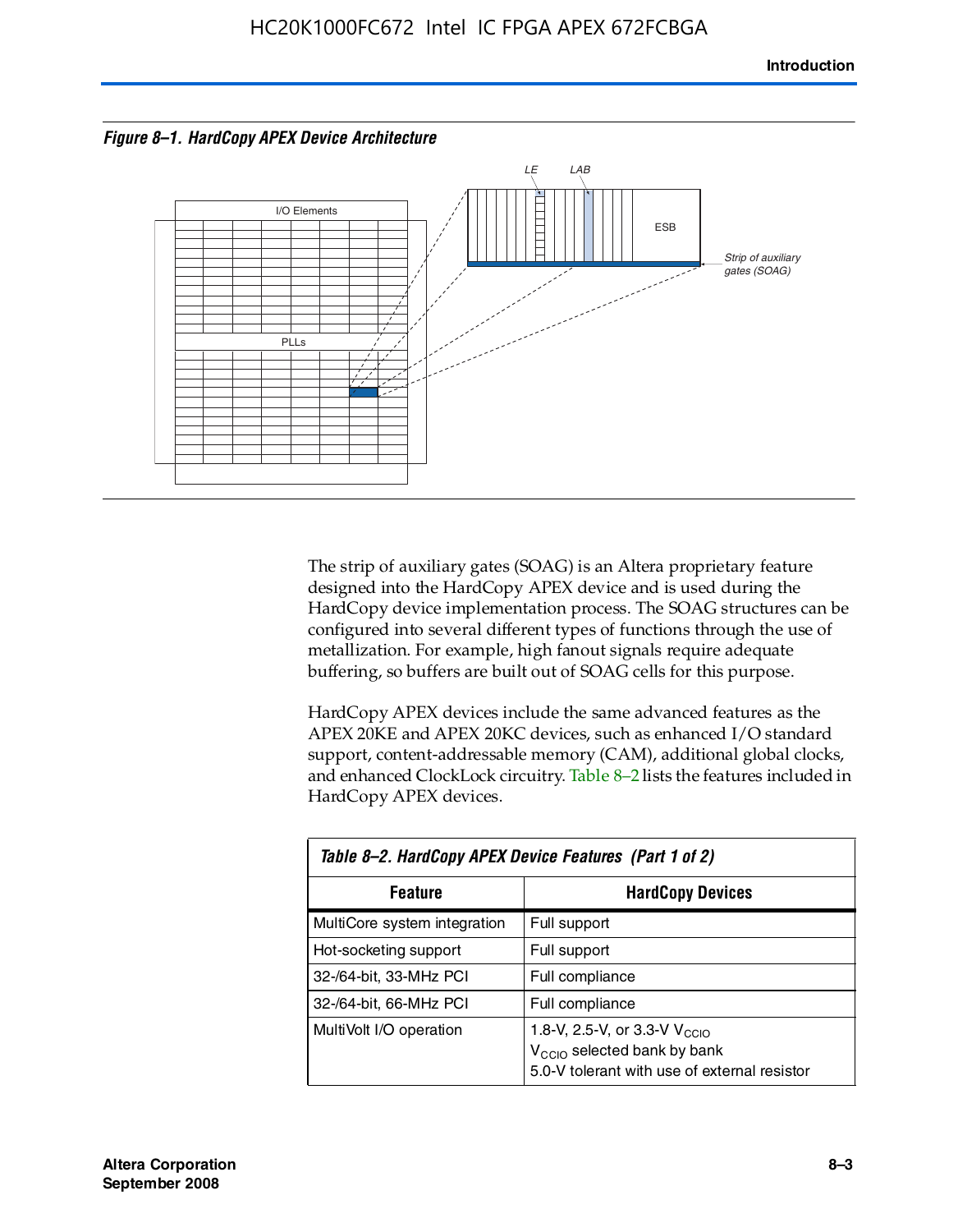*Figure 8–1. HardCopy APEX Device Architecture*

The strip of auxiliary gates (SOAG) is an Altera proprietary feature designed into the HardCopy APEX device and is used during the HardCopy device implementation process. The SOAG structures can be configured into several different types of functions through the use of metallization. For example, high fanout signals require adequate buffering, so buffers are built out of SOAG cells for this purpose.

HardCopy APEX devices include the same advanced features as the APEX 20KE and APEX 20KC devices, such as enhanced I/O standard support, content-addressable memory (CAM), additional global clocks, and enhanced ClockLock circuitry. Table 8–2 lists the features included in HardCopy APEX devices.

*Table 8–2. HardCopy APEX Device Features (Part 1 of 2)*

| Feature | HardCopy Devices |
|---|---|
| MultiCore system integration | Full support |
| Hot-socketing support | Full support |
| 32-/64-bit, 33-MHz PCI | Full compliance |
| 32-/64-bit, 66-MHz PCI | Full compliance |
| MultiVolt I/O operation | 1.8-V, 2.5-V, or 3.3-V $V_{CCIO}$<br>$V_{CCIO}$ selected bank by bank<br>5.0-V tolerant with use of external resistor |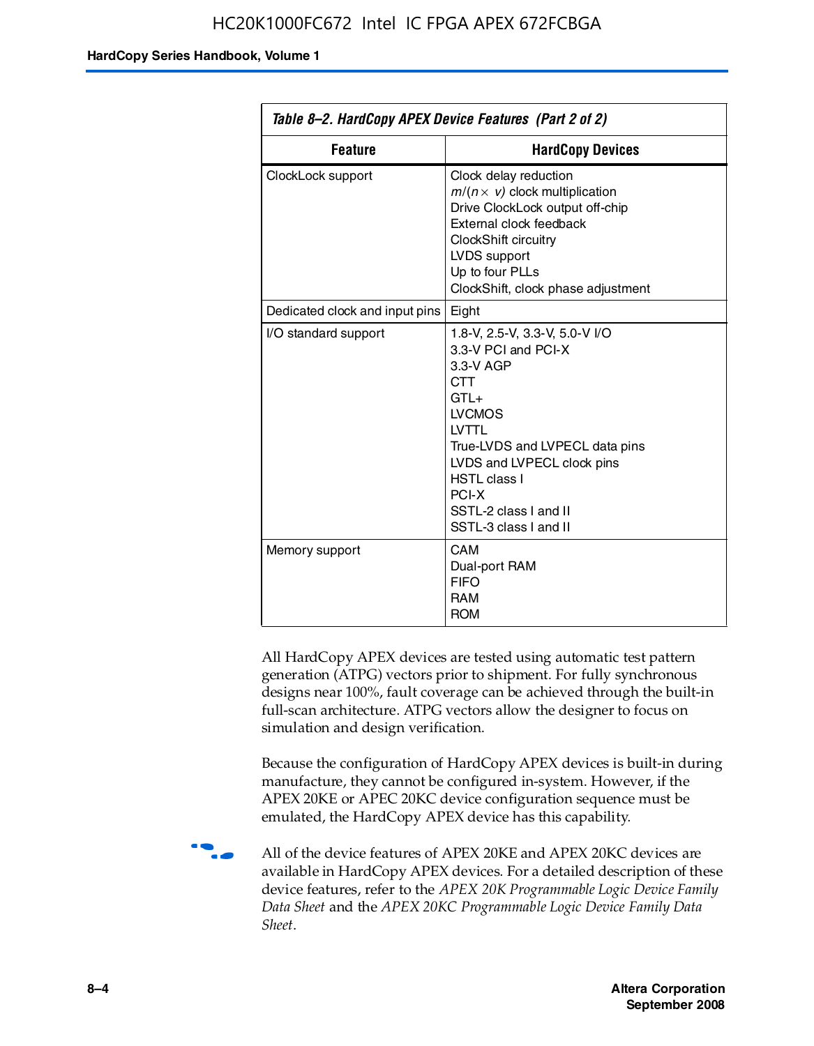**Table 8–2. HardCopy APEX Device Features (Part 2 of 2)**

| Feature | HardCopy Devices |
| --- | --- |
| ClockLock support | Clock delay reduction<br>$m/(n \times v)$ clock multiplication<br>Drive ClockLock output off-chip<br>External clock feedback<br>ClockShift circuitry<br>LVDS support<br>Up to four PLLs<br>ClockShift, clock phase adjustment |
| Dedicated clock and input pins | Eight |
| I/O standard support | 1.8-V, 2.5-V, 3.3-V, 5.0-V I/O<br>3.3-V PCI and PCI-X<br>3.3-V AGP<br>CTT<br>GTL+<br>LVCMOS<br>LVTTL<br>True-LVDS and LVPECL data pins<br>LVDS and LVPECL clock pins<br>HSTL class I<br>PCI-X<br>SSTL-2 class I and II<br>SSTL-3 class I and II |
| Memory support | CAM<br>Dual-port RAM<br>FIFO<br>RAM<br>ROM |

All HardCopy APEX devices are tested using automatic test pattern generation (ATPG) vectors prior to shipment. For fully synchronous designs near 100%, fault coverage can be achieved through the built-in full-scan architecture. ATPG vectors allow the designer to focus on simulation and design verification.

Because the configuration of HardCopy APEX devices is built-in during manufacture, they cannot be configured in-system. However, if the APEX 20KE or APEC 20KC device configuration sequence must be emulated, the HardCopy APEX device has this capability.

All of the device features of APEX 20KE and APEX 20KC devices are available in HardCopy APEX devices. For a detailed description of these device features, refer to the *APEX 20K Programmable Logic Device Family Data Sheet* and the *APEX 20KC Programmable Logic Device Family Data Sheet*.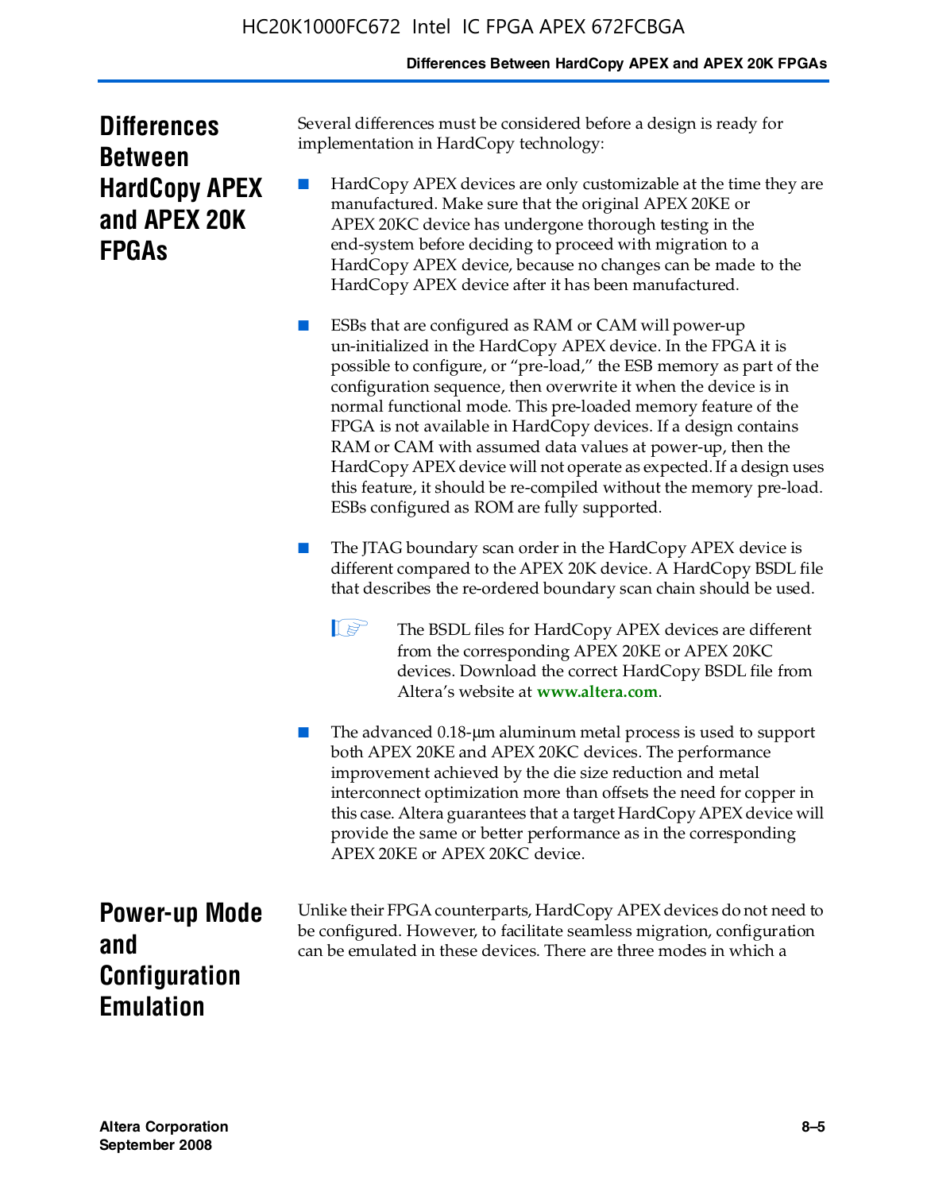## Differences Between HardCopy APEX and APEX 20K FPGAs

Several differences must be considered before a design is ready for implementation in HardCopy technology:

- HardCopy APEX devices are only customizable at the time they are manufactured. Make sure that the original APEX 20KE or APEX 20KC device has undergone thorough testing in the end-system before deciding to proceed with migration to a HardCopy APEX device, because no changes can be made to the HardCopy APEX device after it has been manufactured.

- ESBs that are configured as RAM or CAM will power-up un-initialized in the HardCopy APEX device. In the FPGA it is possible to configure, or "pre-load," the ESB memory as part of the configuration sequence, then overwrite it when the device is in normal functional mode. This pre-loaded memory feature of the FPGA is not available in HardCopy devices. If a design contains RAM or CAM with assumed data values at power-up, then the HardCopy APEX device will not operate as expected. If a design uses this feature, it should be re-compiled without the memory pre-load. ESBs configured as ROM are fully supported.

- The JTAG boundary scan order in the HardCopy APEX device is different compared to the APEX 20K device. A HardCopy BSDL file that describes the re-ordered boundary scan chain should be used.

  The BSDL files for HardCopy APEX devices are different from the corresponding APEX 20KE or APEX 20KC devices. Download the correct HardCopy BSDL file from Altera's website at **www.altera.com**.

- The advanced 0.18-µm aluminum metal process is used to support both APEX 20KE and APEX 20KC devices. The performance improvement achieved by the die size reduction and metal interconnect optimization more than offsets the need for copper in this case. Altera guarantees that a target HardCopy APEX device will provide the same or better performance as in the corresponding APEX 20KE or APEX 20KC device.

## Power-up Mode and Configuration Emulation

Unlike their FPGA counterparts, HardCopy APEX devices do not need to be configured. However, to facilitate seamless migration, configuration can be emulated in these devices. There are three modes in which a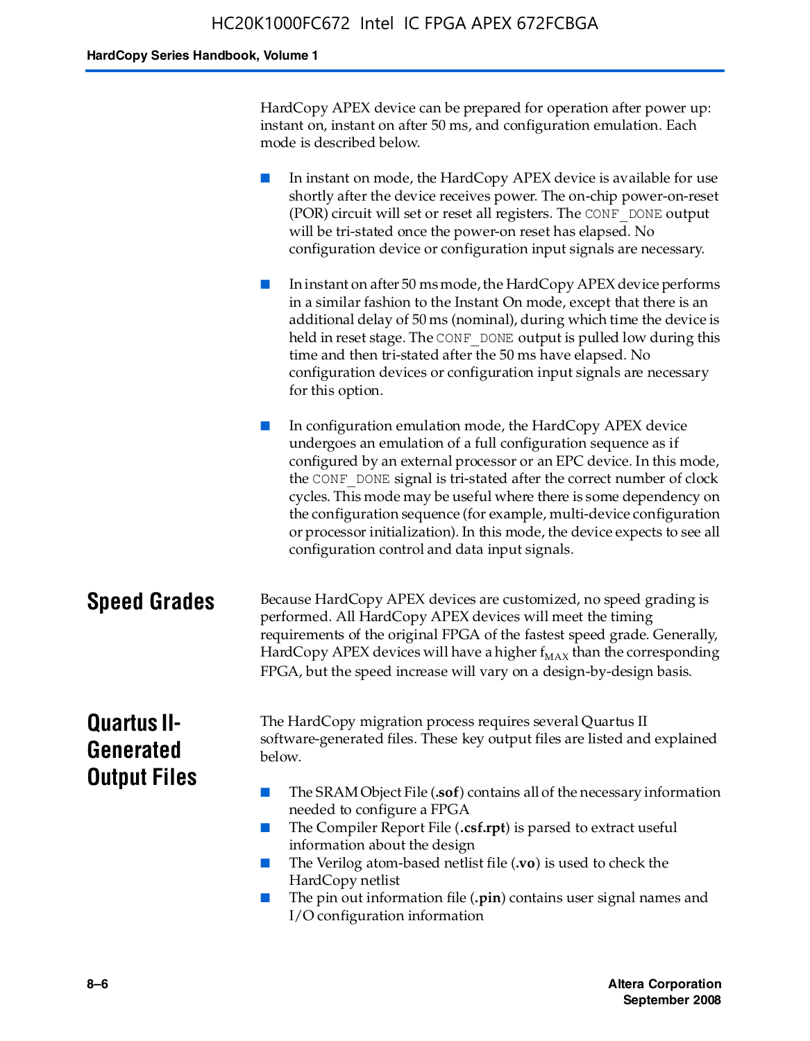HardCopy APEX device can be prepared for operation after power up: instant on, instant on after 50 ms, and configuration emulation. Each mode is described below.

- In instant on mode, the HardCopy APEX device is available for use shortly after the device receives power. The on-chip power-on-reset (POR) circuit will set or reset all registers. The `CONF_DONE` output will be tri-stated once the power-on reset has elapsed. No configuration device or configuration input signals are necessary.

- In instant on after 50 ms mode, the HardCopy APEX device performs in a similar fashion to the Instant On mode, except that there is an additional delay of 50 ms (nominal), during which time the device is held in reset stage. The `CONF_DONE` output is pulled low during this time and then tri-stated after the 50 ms have elapsed. No configuration devices or configuration input signals are necessary for this option.

- In configuration emulation mode, the HardCopy APEX device undergoes an emulation of a full configuration sequence as if configured by an external processor or an EPC device. In this mode, the `CONF_DONE` signal is tri-stated after the correct number of clock cycles. This mode may be useful where there is some dependency on the configuration sequence (for example, multi-device configuration or processor initialization). In this mode, the device expects to see all configuration control and data input signals.

## Speed Grades

Because HardCopy APEX devices are customized, no speed grading is performed. All HardCopy APEX devices will meet the timing requirements of the original FPGA of the fastest speed grade. Generally, HardCopy APEX devices will have a higher $f_{MAX}$ than the corresponding FPGA, but the speed increase will vary on a design-by-design basis.

## Quartus II-Generated Output Files

The HardCopy migration process requires several Quartus II software-generated files. These key output files are listed and explained below.

- The SRAM Object File (**.sof**) contains all of the necessary information needed to configure a FPGA
- The Compiler Report File (**.csf.rpt**) is parsed to extract useful information about the design
- The Verilog atom-based netlist file (**.vo**) is used to check the HardCopy netlist
- The pin out information file (**.pin**) contains user signal names and I/O configuration information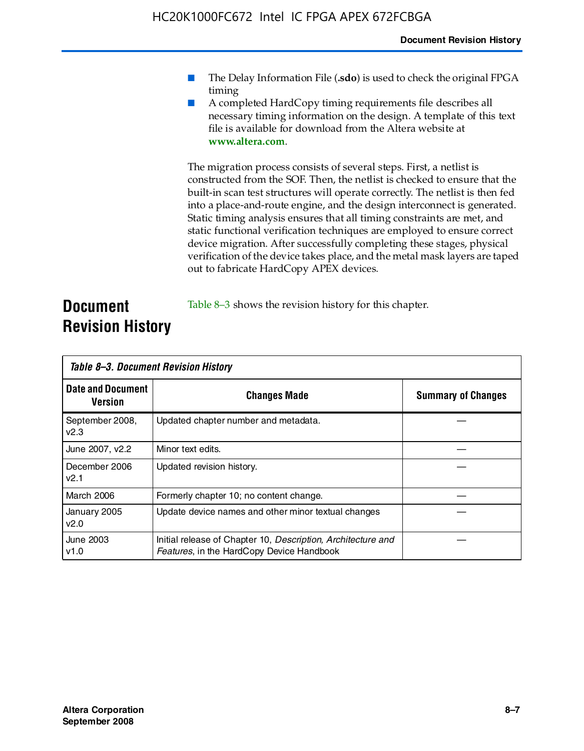- The Delay Information File (**.sdo**) is used to check the original FPGA timing
- A completed HardCopy timing requirements file describes all necessary timing information on the design. A template of this text file is available for download from the Altera website at **www.altera.com**.

The migration process consists of several steps. First, a netlist is constructed from the SOF. Then, the netlist is checked to ensure that the built-in scan test structures will operate correctly. The netlist is then fed into a place-and-route engine, and the design interconnect is generated. Static timing analysis ensures that all timing constraints are met, and static functional verification techniques are employed to ensure correct device migration. After successfully completing these stages, physical verification of the device takes place, and the metal mask layers are taped out to fabricate HardCopy APEX devices.

## Document Revision History

Table 8–3 shows the revision history for this chapter.

*Table 8–3. Document Revision History*

| Date and Document Version | Changes Made | Summary of Changes |
|---|---|---|
| September 2008, v2.3 | Updated chapter number and metadata. | — |
| June 2007, v2.2 | Minor text edits. | — |
| December 2006 v2.1 | Updated revision history. | — |
| March 2006 | Formerly chapter 10; no content change. | — |
| January 2005 v2.0 | Update device names and other minor textual changes | — |
| June 2003 v1.0 | Initial release of Chapter 10, *Description, Architecture and Features*, in the HardCopy Device Handbook | — |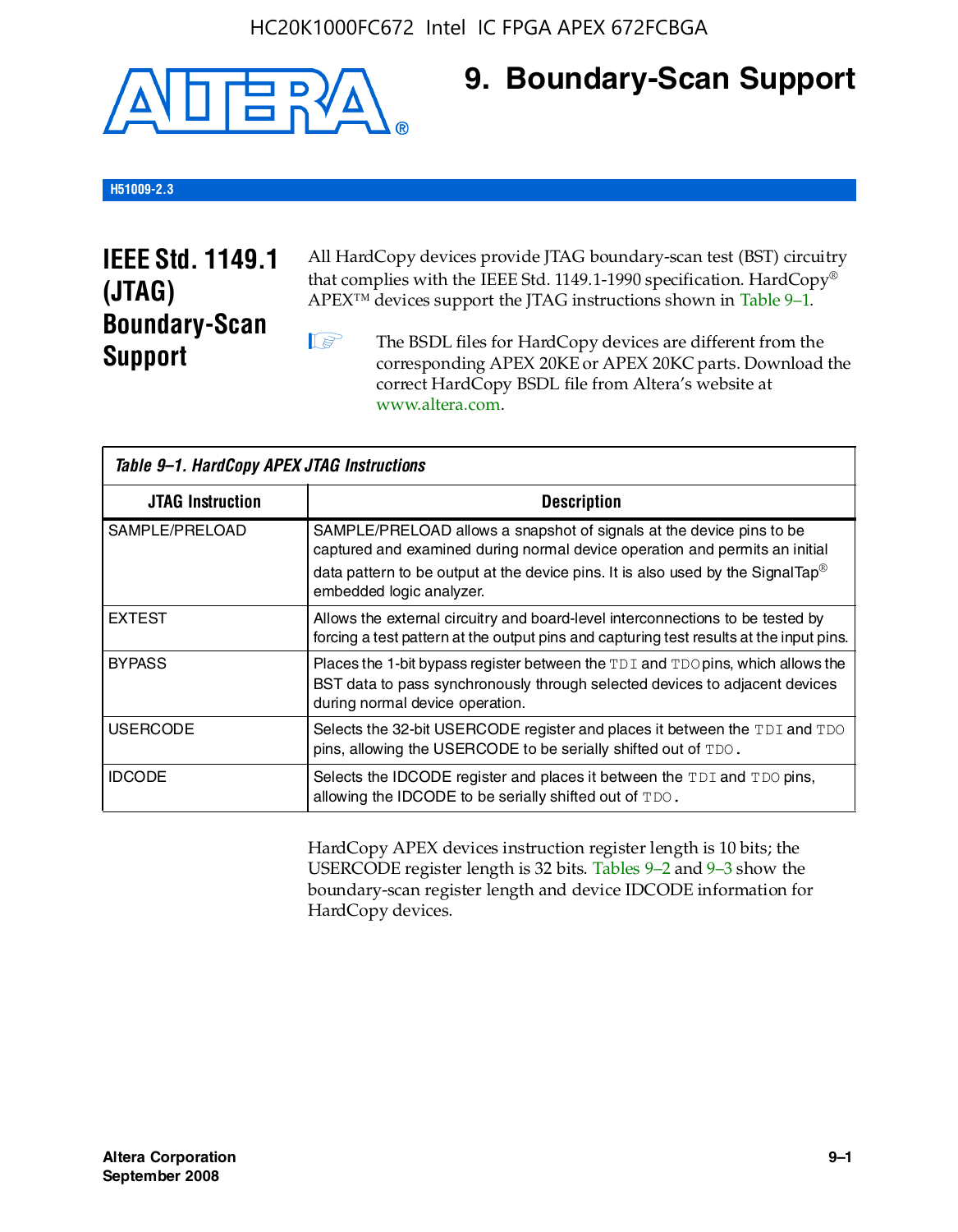# 9. Boundary-Scan Support

H51009-2.3

## IEEE Std. 1149.1 (JTAG) Boundary-Scan Support

All HardCopy devices provide JTAG boundary-scan test (BST) circuitry that complies with the IEEE Std. 1149.1-1990 specification. HardCopy® APEX™ devices support the JTAG instructions shown in Table 9–1.

The BSDL files for HardCopy devices are different from the corresponding APEX 20KE or APEX 20KC parts. Download the correct HardCopy BSDL file from Altera's website at www.altera.com.

*Table 9–1. HardCopy APEX JTAG Instructions*

| JTAG Instruction | Description |
|---|---|
| SAMPLE/PRELOAD | SAMPLE/PRELOAD allows a snapshot of signals at the device pins to be captured and examined during normal device operation and permits an initial data pattern to be output at the device pins. It is also used by the SignalTap® embedded logic analyzer. |
| EXTEST | Allows the external circuitry and board-level interconnections to be tested by forcing a test pattern at the output pins and capturing test results at the input pins. |
| BYPASS | Places the 1-bit bypass register between the TDI and TDO pins, which allows the BST data to pass synchronously through selected devices to adjacent devices during normal device operation. |
| USERCODE | Selects the 32-bit USERCODE register and places it between the TDI and TDO pins, allowing the USERCODE to be serially shifted out of TDO. |
| IDCODE | Selects the IDCODE register and places it between the TDI and TDO pins, allowing the IDCODE to be serially shifted out of TDO. |

HardCopy APEX devices instruction register length is 10 bits; the USERCODE register length is 32 bits. Tables 9–2 and 9–3 show the boundary-scan register length and device IDCODE information for HardCopy devices.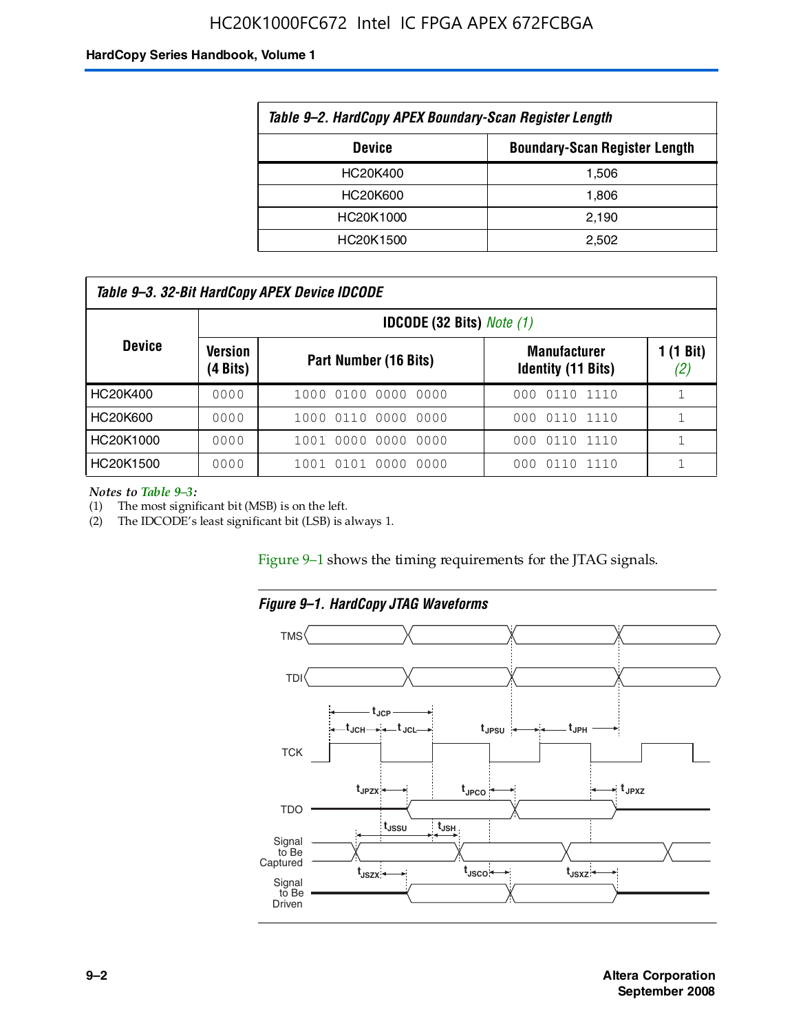*Table 9–2. HardCopy APEX Boundary-Scan Register Length*

| Device | Boundary-Scan Register Length |
|---|---|
| HC20K400 | 1,506 |
| HC20K600 | 1,806 |
| HC20K1000 | 2,190 |
| HC20K1500 | 2,502 |

*Table 9–3. 32-Bit HardCopy APEX Device IDCODE*

| Device | IDCODE (32 Bits) *Note (1)* | | | |
|---|---|---|---|---|
| | Version (4 Bits) | Part Number (16 Bits) | Manufacturer Identity (11 Bits) | 1 (1 Bit) *(2)* |
| HC20K400 | 0000 | 1000 0100 0000 0000 | 000 0110 1110 | 1 |
| HC20K600 | 0000 | 1000 0110 0000 0000 | 000 0110 1110 | 1 |
| HC20K1000 | 0000 | 1001 0000 0000 0000 | 000 0110 1110 | 1 |
| HC20K1500 | 0000 | 1001 0101 0000 0000 | 000 0110 1110 | 1 |

*Notes to Table 9–3:*

(1) The most significant bit (MSB) is on the left.

(2) The IDCODE's least significant bit (LSB) is always 1.

Figure 9–1 shows the timing requirements for the JTAG signals.

*Figure 9–1. HardCopy JTAG Waveforms*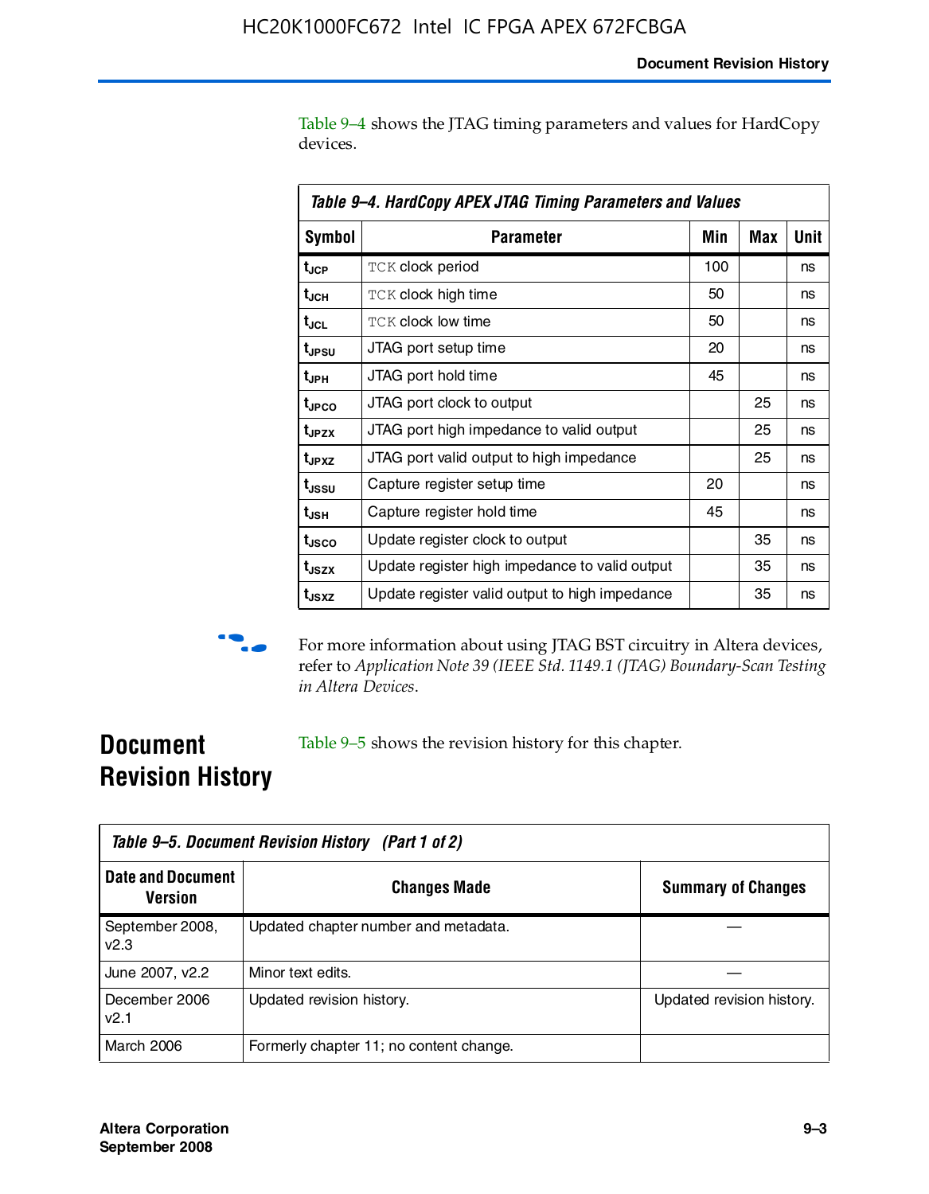Table 9–4 shows the JTAG timing parameters and values for HardCopy devices.

| Table 9–4. HardCopy APEX JTAG Timing Parameters and Values | | | | |
|---|---|---|---|---|
| **Symbol** | **Parameter** | **Min** | **Max** | **Unit** |
| $t_{JCP}$ | TCK clock period | 100 | | ns |
| $t_{JCH}$ | TCK clock high time | 50 | | ns |
| $t_{JCL}$ | TCK clock low time | 50 | | ns |
| $t_{JPSU}$ | JTAG port setup time | 20 | | ns |
| $t_{JPH}$ | JTAG port hold time | 45 | | ns |
| $t_{JPCO}$ | JTAG port clock to output | | 25 | ns |
| $t_{JPZX}$ | JTAG port high impedance to valid output | | 25 | ns |
| $t_{JPXZ}$ | JTAG port valid output to high impedance | | 25 | ns |
| $t_{JSSU}$ | Capture register setup time | 20 | | ns |
| $t_{JSH}$ | Capture register hold time | 45 | | ns |
| $t_{JSCO}$ | Update register clock to output | | 35 | ns |
| $t_{JSZX}$ | Update register high impedance to valid output | | 35 | ns |
| $t_{JSXZ}$ | Update register valid output to high impedance | | 35 | ns |

For more information about using JTAG BST circuitry in Altera devices, refer to *Application Note 39 (IEEE Std. 1149.1 (JTAG) Boundary-Scan Testing in Altera Devices*.

## Document Revision History

Table 9–5 shows the revision history for this chapter.

| Table 9–5. Document Revision History (Part 1 of 2) | | |
|---|---|---|
| **Date and Document Version** | **Changes Made** | **Summary of Changes** |
| September 2008, v2.3 | Updated chapter number and metadata. | — |
| June 2007, v2.2 | Minor text edits. | — |
| December 2006 v2.1 | Updated revision history. | Updated revision history. |
| March 2006 | Formerly chapter 11; no content change. | |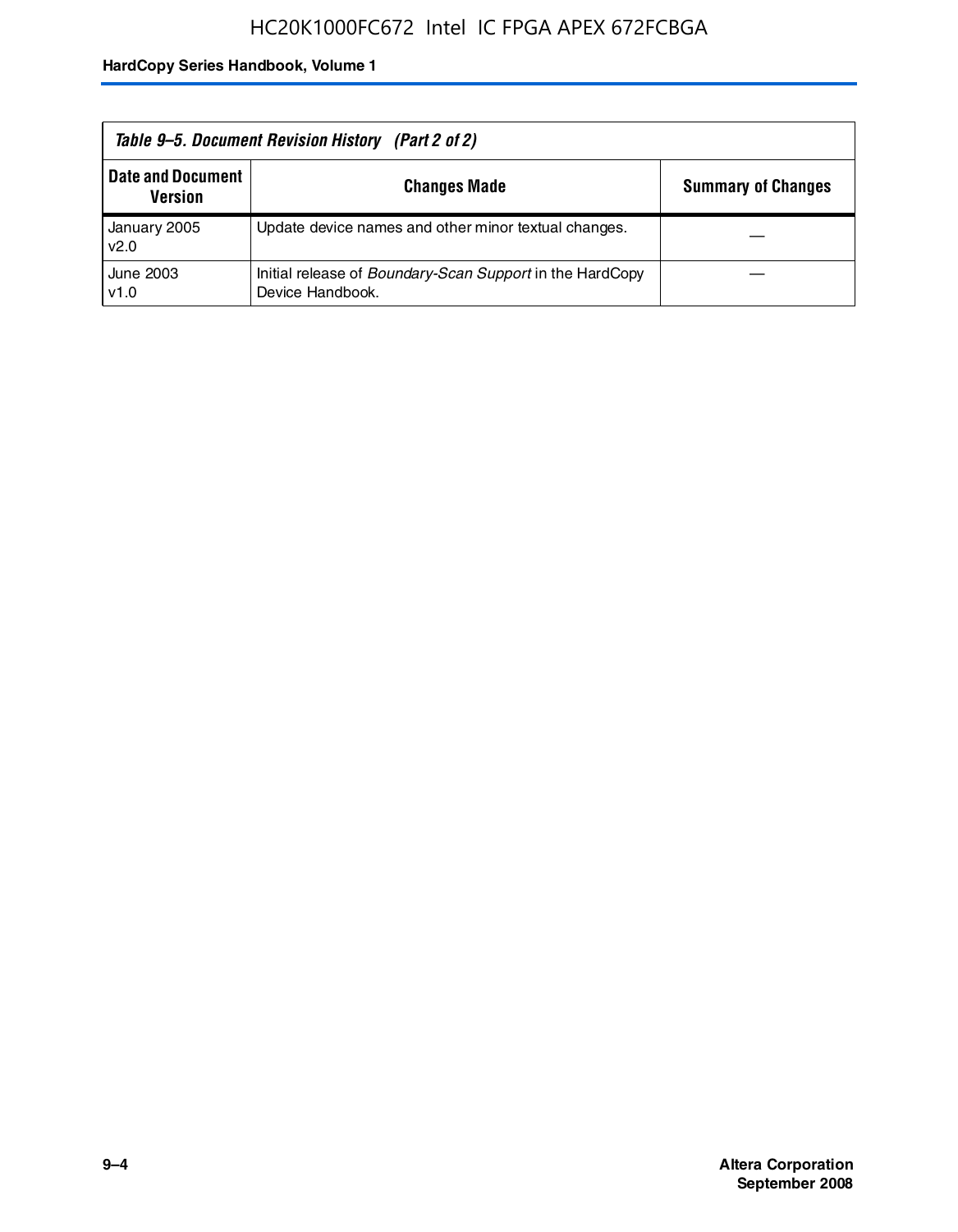*Table 9–5. Document Revision History (Part 2 of 2)*

| Date and Document Version | Changes Made | Summary of Changes |
|---|---|---|
| January 2005 v2.0 | Update device names and other minor textual changes. | — |
| June 2003 v1.0 | Initial release of *Boundary-Scan Support* in the HardCopy Device Handbook. | — |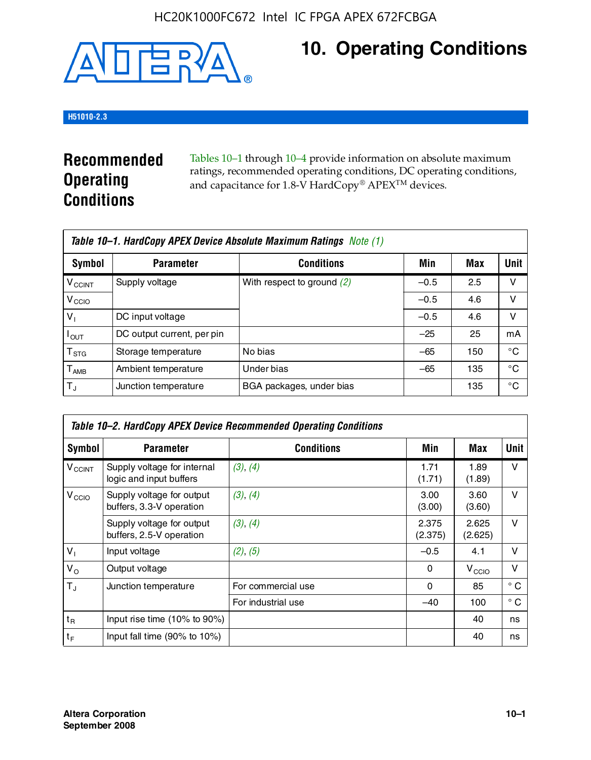# 10. Operating Conditions

H51010-2.3

## Recommended Operating Conditions

Tables 10–1 through 10–4 provide information on absolute maximum ratings, recommended operating conditions, DC operating conditions, and capacitance for 1.8-V HardCopy® APEX™ devices.

**Table 10–1. HardCopy APEX Device Absolute Maximum Ratings** *Note (1)*

| Symbol | Parameter | Conditions | Min | Max | Unit |
|---|---|---|---|---|---|
| $V_{CCINT}$ | Supply voltage | With respect to ground (2) | –0.5 | 2.5 | V |
| $V_{CCIO}$ | | | –0.5 | 4.6 | V |
| $V_I$ | DC input voltage | | –0.5 | 4.6 | V |
| $I_{OUT}$ | DC output current, per pin | | –25 | 25 | mA |
| $T_{STG}$ | Storage temperature | No bias | –65 | 150 | °C |
| $T_{AMB}$ | Ambient temperature | Under bias | –65 | 135 | °C |
| $T_J$ | Junction temperature | BGA packages, under bias | | 135 | °C |

**Table 10–2. HardCopy APEX Device Recommended Operating Conditions**

| Symbol | Parameter | Conditions | Min | Max | Unit |
|---|---|---|---|---|---|
| $V_{CCINT}$ | Supply voltage for internal logic and input buffers | (3), (4) | 1.71 (1.71) | 1.89 (1.89) | V |
| $V_{CCIO}$ | Supply voltage for output buffers, 3.3-V operation | (3), (4) | 3.00 (3.00) | 3.60 (3.60) | V |
| | Supply voltage for output buffers, 2.5-V operation | (3), (4) | 2.375 (2.375) | 2.625 (2.625) | V |
| $V_I$ | Input voltage | (2), (5) | –0.5 | 4.1 | V |
| $V_O$ | Output voltage | | 0 | $V_{CCIO}$ | V |
| $T_J$ | Junction temperature | For commercial use | 0 | 85 | ° C |
| | | For industrial use | –40 | 100 | ° C |
| $t_R$ | Input rise time (10% to 90%) | | | 40 | ns |
| $t_F$ | Input fall time (90% to 10%) | | | 40 | ns |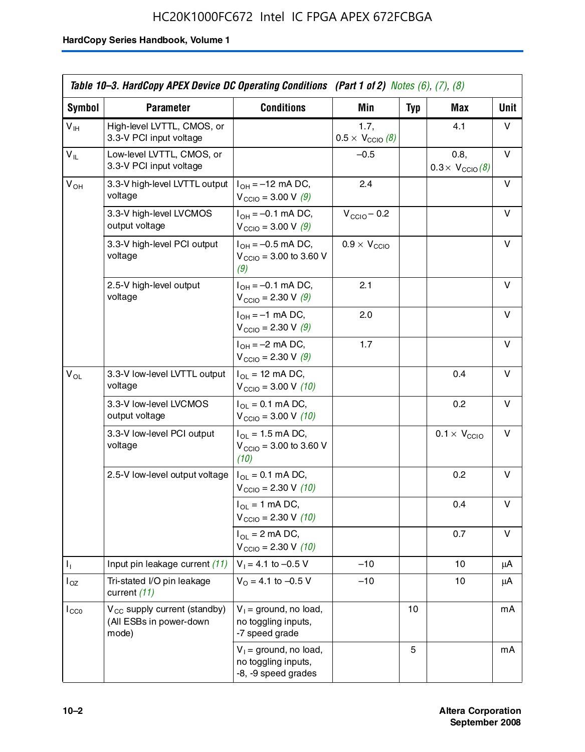**Table 10–3. HardCopy APEX Device DC Operating Conditions (Part 1 of 2)** *Notes (6), (7), (8)*

| Symbol | Parameter | Conditions | Min | Typ | Max | Unit |
|---|---|---|---|---|---|---|
| $V_{IH}$ | High-level LVTTL, CMOS, or 3.3-V PCI input voltage | | 1.7, $0.5 \times V_{CCIO}$ *(8)* | | 4.1 | V |
| $V_{IL}$ | Low-level LVTTL, CMOS, or 3.3-V PCI input voltage | | –0.5 | | 0.8, $0.3 \times V_{CCIO}$ *(8)* | V |
| $V_{OH}$ | 3.3-V high-level LVTTL output voltage | $I_{OH}$ = –12 mA DC, $V_{CCIO}$ = 3.00 V *(9)* | 2.4 | | | V |
| | 3.3-V high-level LVCMOS output voltage | $I_{OH}$ = –0.1 mA DC, $V_{CCIO}$ = 3.00 V *(9)* | $V_{CCIO}$ – 0.2 | | | V |
| | 3.3-V high-level PCI output voltage | $I_{OH}$ = –0.5 mA DC, $V_{CCIO}$ = 3.00 to 3.60 V *(9)* | $0.9 \times V_{CCIO}$ | | | V |
| | 2.5-V high-level output voltage | $I_{OH}$ = –0.1 mA DC, $V_{CCIO}$ = 2.30 V *(9)* | 2.1 | | | V |
| | | $I_{OH}$ = –1 mA DC, $V_{CCIO}$ = 2.30 V *(9)* | 2.0 | | | V |
| | | $I_{OH}$ = –2 mA DC, $V_{CCIO}$ = 2.30 V *(9)* | 1.7 | | | V |
| $V_{OL}$ | 3.3-V low-level LVTTL output voltage | $I_{OL}$ = 12 mA DC, $V_{CCIO}$ = 3.00 V *(10)* | | | 0.4 | V |
| | 3.3-V low-level LVCMOS output voltage | $I_{OL}$ = 0.1 mA DC, $V_{CCIO}$ = 3.00 V *(10)* | | | 0.2 | V |
| | 3.3-V low-level PCI output voltage | $I_{OL}$ = 1.5 mA DC, $V_{CCIO}$ = 3.00 to 3.60 V *(10)* | | | $0.1 \times V_{CCIO}$ | V |
| | 2.5-V low-level output voltage | $I_{OL}$ = 0.1 mA DC, $V_{CCIO}$ = 2.30 V *(10)* | | | 0.2 | V |
| | | $I_{OL}$ = 1 mA DC, $V_{CCIO}$ = 2.30 V *(10)* | | | 0.4 | V |
| | | $I_{OL}$ = 2 mA DC, $V_{CCIO}$ = 2.30 V *(10)* | | | 0.7 | V |
| $I_I$ | Input pin leakage current *(11)* | $V_I$ = 4.1 to –0.5 V | –10 | | 10 | µA |
| $I_{OZ}$ | Tri-stated I/O pin leakage current *(11)* | $V_O$ = 4.1 to –0.5 V | –10 | | 10 | µA |
| $I_{CC0}$ | $V_{CC}$ supply current (standby) (All ESBs in power-down mode) | $V_I$ = ground, no load, no toggling inputs, -7 speed grade | | 10 | | mA |
| | | $V_I$ = ground, no load, no toggling inputs, -8, -9 speed grades | | 5 | | mA |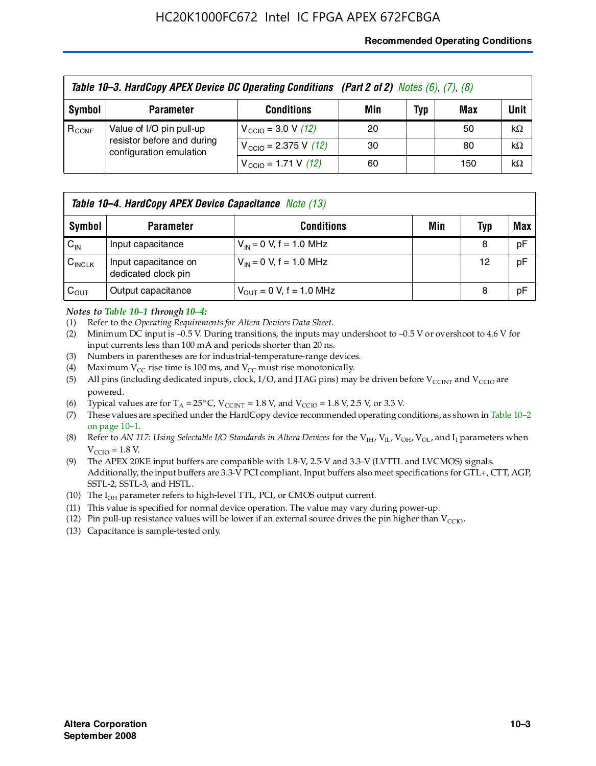**Table 10–3. HardCopy APEX Device DC Operating Conditions (Part 2 of 2)** *Notes (6), (7), (8)*

| Symbol | Parameter | Conditions | Min | Typ | Max | Unit |
|---|---|---|---|---|---|---|
| $R_{CONF}$ | Value of I/O pin pull-up resistor before and during configuration emulation | $V_{CCIO}$ = 3.0 V *(12)* | 20 | | 50 | kΩ |
| | | $V_{CCIO}$ = 2.375 V *(12)* | 30 | | 80 | kΩ |
| | | $V_{CCIO}$ = 1.71 V *(12)* | 60 | | 150 | kΩ |

**Table 10–4. HardCopy APEX Device Capacitance** *Note (13)*

| Symbol | Parameter | Conditions | Min | Typ | Max |
|---|---|---|---|---|---|
| $C_{IN}$ | Input capacitance | $V_{IN}$ = 0 V, f = 1.0 MHz | | 8 | pF |
| $C_{INCLK}$ | Input capacitance on dedicated clock pin | $V_{IN}$ = 0 V, f = 1.0 MHz | | 12 | pF |
| $C_{OUT}$ | Output capacitance | $V_{OUT}$ = 0 V, f = 1.0 MHz | | 8 | pF |

***Notes to Table 10–1 through 10–4:***

(1) Refer to the *Operating Requirements for Altera Devices Data Sheet*.

(2) Minimum DC input is –0.5 V. During transitions, the inputs may undershoot to –0.5 V or overshoot to 4.6 V for input currents less than 100 mA and periods shorter than 20 ns.

(3) Numbers in parentheses are for industrial-temperature-range devices.

(4) Maximum $V_{CC}$ rise time is 100 ms, and $V_{CC}$ must rise monotonically.

(5) All pins (including dedicated inputs, clock, I/O, and JTAG pins) may be driven before $V_{CCINT}$ and $V_{CCIO}$ are powered.

(6) Typical values are for $T_A$ = 25° C, $V_{CCINT}$ = 1.8 V, and $V_{CCIO}$ = 1.8 V, 2.5 V, or 3.3 V.

(7) These values are specified under the HardCopy device recommended operating conditions, as shown in Table 10–2 on page 10–1.

(8) Refer to *AN 117: Using Selectable I/O Standards in Altera Devices* for the $V_{IH}$, $V_{IL}$, $V_{OH}$, $V_{OL}$, and $I_I$ parameters when $V_{CCIO}$ = 1.8 V.

(9) The APEX 20KE input buffers are compatible with 1.8-V, 2.5-V and 3.3-V (LVTTL and LVCMOS) signals. Additionally, the input buffers are 3.3-V PCI compliant. Input buffers also meet specifications for GTL+, CTT, AGP, SSTL-2, SSTL-3, and HSTL.

(10) The $I_{OH}$ parameter refers to high-level TTL, PCI, or CMOS output current.

(11) This value is specified for normal device operation. The value may vary during power-up.

(12) Pin pull-up resistance values will be lower if an external source drives the pin higher than $V_{CCIO}$.

(13) Capacitance is sample-tested only.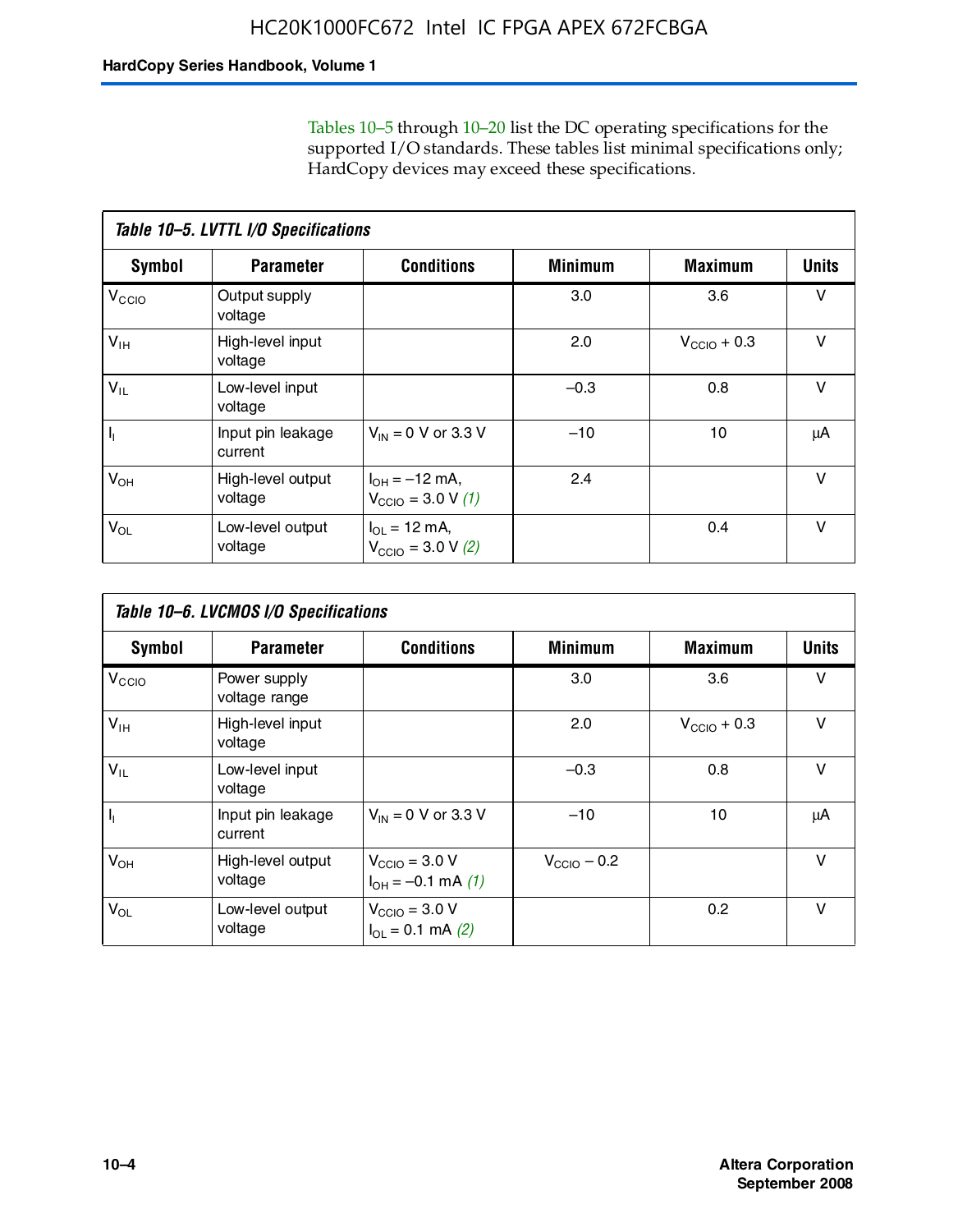Tables 10–5 through 10–20 list the DC operating specifications for the supported I/O standards. These tables list minimal specifications only; HardCopy devices may exceed these specifications.

**Table 10–5. LVTTL I/O Specifications**

| Symbol | Parameter | Conditions | Minimum | Maximum | Units |
|---|---|---|---|---|---|
| $V_{CCIO}$ | Output supply voltage | | 3.0 | 3.6 | V |
| $V_{IH}$ | High-level input voltage | | 2.0 | $V_{CCIO}$ + 0.3 | V |
| $V_{IL}$ | Low-level input voltage | | –0.3 | 0.8 | V |
| $I_I$ | Input pin leakage current | $V_{IN}$ = 0 V or 3.3 V | –10 | 10 | μA |
| $V_{OH}$ | High-level output voltage | $I_{OH}$ = –12 mA, $V_{CCIO}$ = 3.0 V *(1)* | 2.4 | | V |
| $V_{OL}$ | Low-level output voltage | $I_{OL}$ = 12 mA, $V_{CCIO}$ = 3.0 V *(2)* | | 0.4 | V |

**Table 10–6. LVCMOS I/O Specifications**

| Symbol | Parameter | Conditions | Minimum | Maximum | Units |
|---|---|---|---|---|---|
| $V_{CCIO}$ | Power supply voltage range | | 3.0 | 3.6 | V |
| $V_{IH}$ | High-level input voltage | | 2.0 | $V_{CCIO}$ + 0.3 | V |
| $V_{IL}$ | Low-level input voltage | | –0.3 | 0.8 | V |
| $I_I$ | Input pin leakage current | $V_{IN}$ = 0 V or 3.3 V | –10 | 10 | μA |
| $V_{OH}$ | High-level output voltage | $V_{CCIO}$ = 3.0 V $I_{OH}$ = –0.1 mA *(1)* | $V_{CCIO}$ – 0.2 | | V |
| $V_{OL}$ | Low-level output voltage | $V_{CCIO}$ = 3.0 V $I_{OL}$ = 0.1 mA *(2)* | | 0.2 | V |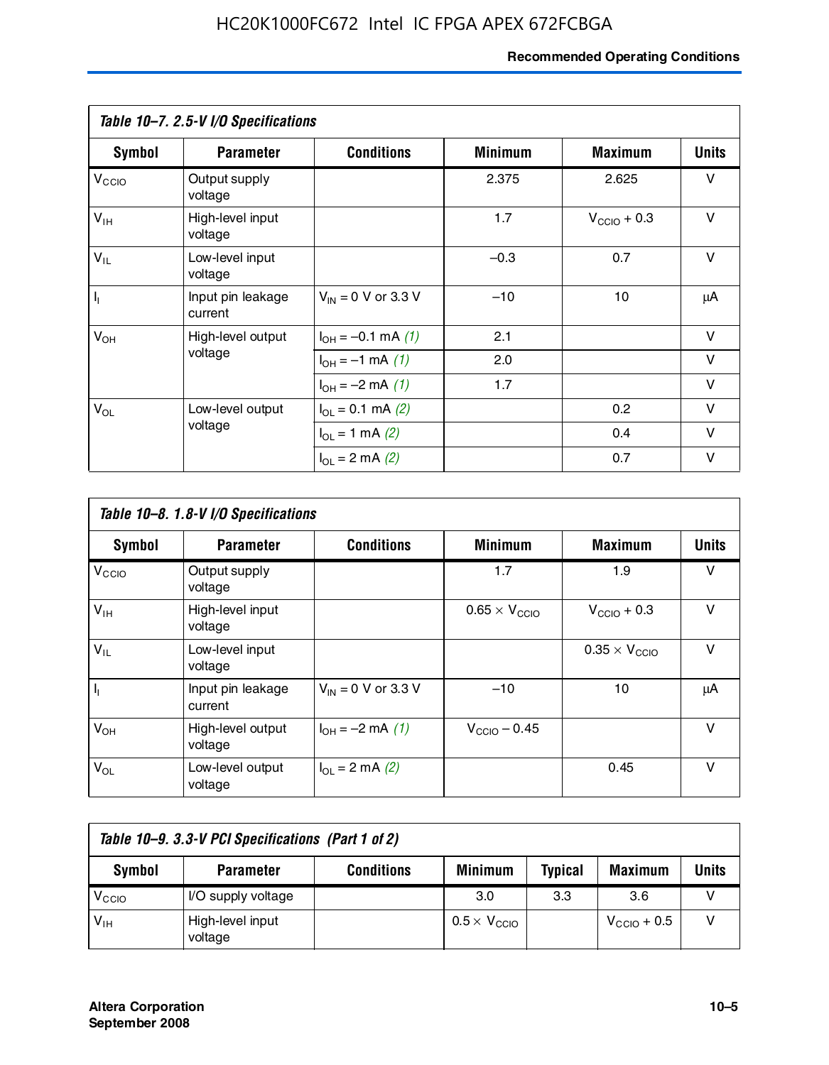*Table 10–7. 2.5-V I/O Specifications*

| Symbol | Parameter | Conditions | Minimum | Maximum | Units |
|---|---|---|---|---|---|
| $V_{CCIO}$ | Output supply voltage | | 2.375 | 2.625 | V |
| $V_{IH}$ | High-level input voltage | | 1.7 | $V_{CCIO}$ + 0.3 | V |
| $V_{IL}$ | Low-level input voltage | | –0.3 | 0.7 | V |
| $I_I$ | Input pin leakage current | $V_{IN}$ = 0 V or 3.3 V | –10 | 10 | μA |
| $V_{OH}$ | High-level output voltage | $I_{OH}$ = –0.1 mA *(1)* | 2.1 | | V |
| | | $I_{OH}$ = –1 mA *(1)* | 2.0 | | V |
| | | $I_{OH}$ = –2 mA *(1)* | 1.7 | | V |
| $V_{OL}$ | Low-level output voltage | $I_{OL}$ = 0.1 mA *(2)* | | 0.2 | V |
| | | $I_{OL}$ = 1 mA *(2)* | | 0.4 | V |
| | | $I_{OL}$ = 2 mA *(2)* | | 0.7 | V |

*Table 10–8. 1.8-V I/O Specifications*

| Symbol | Parameter | Conditions | Minimum | Maximum | Units |
|---|---|---|---|---|---|
| $V_{CCIO}$ | Output supply voltage | | 1.7 | 1.9 | V |
| $V_{IH}$ | High-level input voltage | | 0.65 × $V_{CCIO}$ | $V_{CCIO}$ + 0.3 | V |
| $V_{IL}$ | Low-level input voltage | | | 0.35 × $V_{CCIO}$ | V |
| $I_I$ | Input pin leakage current | $V_{IN}$ = 0 V or 3.3 V | –10 | 10 | μA |
| $V_{OH}$ | High-level output voltage | $I_{OH}$ = –2 mA *(1)* | $V_{CCIO}$ – 0.45 | | V |
| $V_{OL}$ | Low-level output voltage | $I_{OL}$ = 2 mA *(2)* | | 0.45 | V |

*Table 10–9. 3.3-V PCI Specifications (Part 1 of 2)*

| Symbol | Parameter | Conditions | Minimum | Typical | Maximum | Units |
|---|---|---|---|---|---|---|
| $V_{CCIO}$ | I/O supply voltage | | 3.0 | 3.3 | 3.6 | V |
| $V_{IH}$ | High-level input voltage | | 0.5 × $V_{CCIO}$ | | $V_{CCIO}$ + 0.5 | V |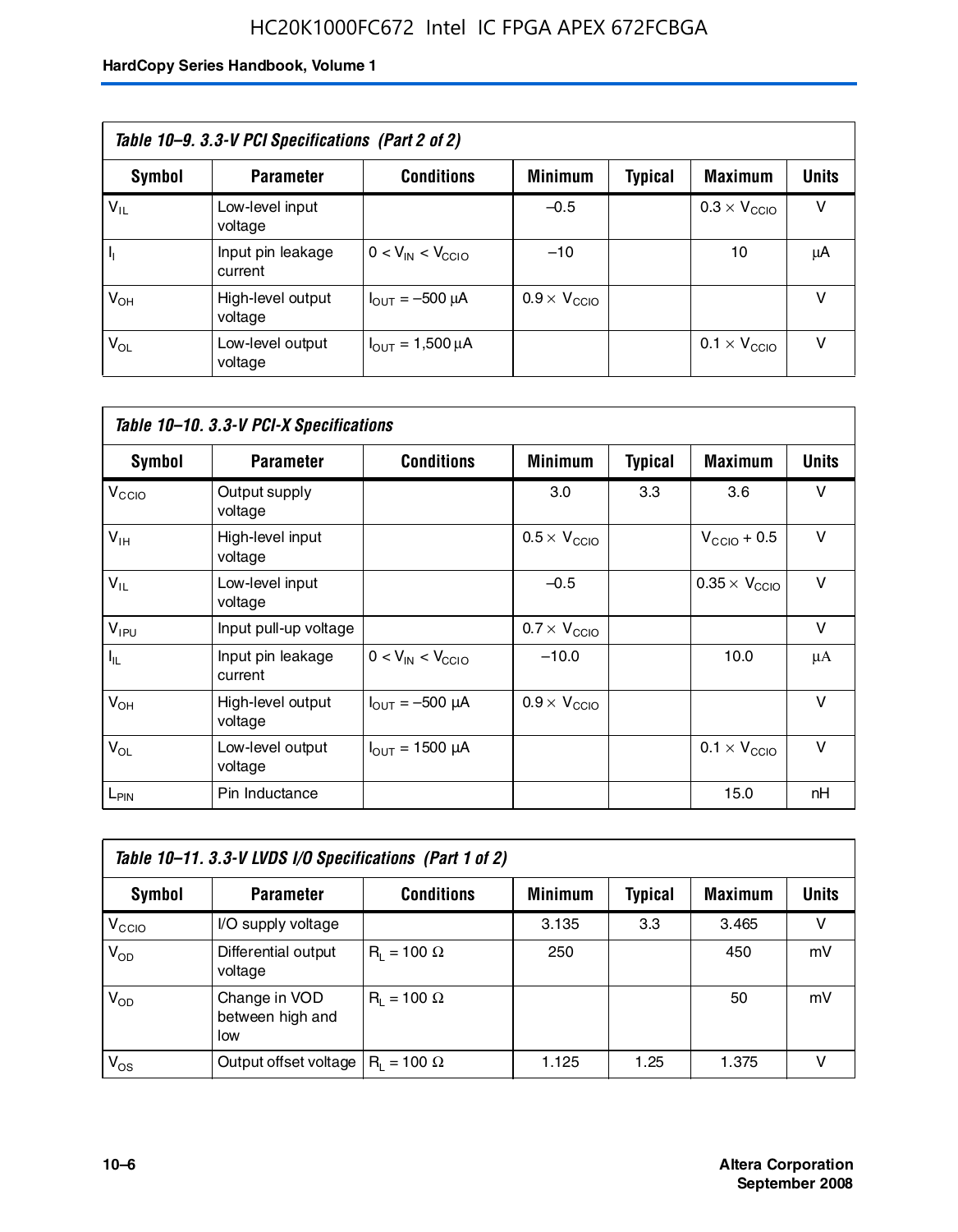**Table 10–9. 3.3-V PCI Specifications (Part 2 of 2)**

| Symbol | Parameter | Conditions | Minimum | Typical | Maximum | Units |
|---|---|---|---|---|---|---|
| $V_{IL}$ | Low-level input voltage | | –0.5 | | $0.3 \times V_{CCIO}$ | V |
| $I_I$ | Input pin leakage current | $0 < V_{IN} < V_{CCIO}$ | –10 | | 10 | μA |
| $V_{OH}$ | High-level output voltage | $I_{OUT}$ = –500 μA | $0.9 \times V_{CCIO}$ | | | V |
| $V_{OL}$ | Low-level output voltage | $I_{OUT}$ = 1,500 μA | | | $0.1 \times V_{CCIO}$ | V |

**Table 10–10. 3.3-V PCI-X Specifications**

| Symbol | Parameter | Conditions | Minimum | Typical | Maximum | Units |
|---|---|---|---|---|---|---|
| $V_{CCIO}$ | Output supply voltage | | 3.0 | 3.3 | 3.6 | V |
| $V_{IH}$ | High-level input voltage | | $0.5 \times V_{CCIO}$ | | $V_{CCIO} + 0.5$ | V |
| $V_{IL}$ | Low-level input voltage | | –0.5 | | $0.35 \times V_{CCIO}$ | V |
| $V_{IPU}$ | Input pull-up voltage | | $0.7 \times V_{CCIO}$ | | | V |
| $I_{IL}$ | Input pin leakage current | $0 < V_{IN} < V_{CCIO}$ | –10.0 | | 10.0 | μA |
| $V_{OH}$ | High-level output voltage | $I_{OUT}$ = –500 μA | $0.9 \times V_{CCIO}$ | | | V |
| $V_{OL}$ | Low-level output voltage | $I_{OUT}$ = 1500 μA | | | $0.1 \times V_{CCIO}$ | V |
| $L_{PIN}$ | Pin Inductance | | | | 15.0 | nH |

**Table 10–11. 3.3-V LVDS I/O Specifications (Part 1 of 2)**

| Symbol | Parameter | Conditions | Minimum | Typical | Maximum | Units |
|---|---|---|---|---|---|---|
| $V_{CCIO}$ | I/O supply voltage | | 3.135 | 3.3 | 3.465 | V |
| $V_{OD}$ | Differential output voltage | $R_L$ = 100 Ω | 250 | | 450 | mV |
| $V_{OD}$ | Change in VOD between high and low | $R_L$ = 100 Ω | | | 50 | mV |
| $V_{OS}$ | Output offset voltage | $R_L$ = 100 Ω | 1.125 | 1.25 | 1.375 | V |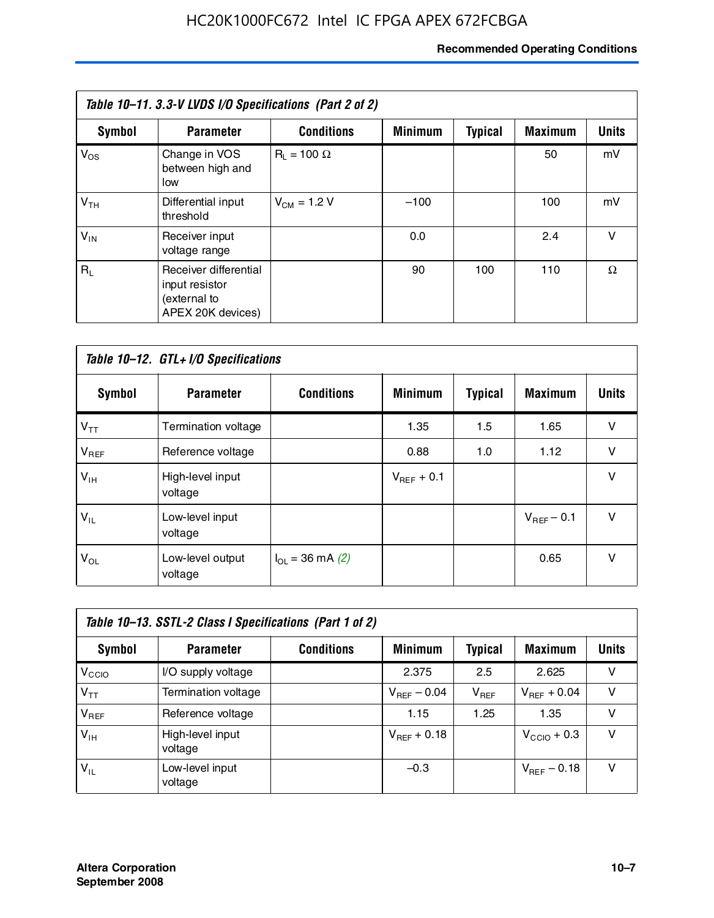**Table 10–11. 3.3-V LVDS I/O Specifications (Part 2 of 2)**

| Symbol | Parameter | Conditions | Minimum | Typical | Maximum | Units |
|---|---|---|---|---|---|---|
| $V_{OS}$ | Change in VOS between high and low | $R_L$ = 100 Ω | | | 50 | mV |
| $V_{TH}$ | Differential input threshold | $V_{CM}$ = 1.2 V | –100 | | 100 | mV |
| $V_{IN}$ | Receiver input voltage range | | 0.0 | | 2.4 | V |
| $R_L$ | Receiver differential input resistor (external to APEX 20K devices) | | 90 | 100 | 110 | Ω |

**Table 10–12. GTL+ I/O Specifications**

| Symbol | Parameter | Conditions | Minimum | Typical | Maximum | Units |
|---|---|---|---|---|---|---|
| $V_{TT}$ | Termination voltage | | 1.35 | 1.5 | 1.65 | V |
| $V_{REF}$ | Reference voltage | | 0.88 | 1.0 | 1.12 | V |
| $V_{IH}$ | High-level input voltage | | $V_{REF}$ + 0.1 | | | V |
| $V_{IL}$ | Low-level input voltage | | | | $V_{REF}$ – 0.1 | V |
| $V_{OL}$ | Low-level output voltage | $I_{OL}$ = 36 mA *(2)* | | | 0.65 | V |

**Table 10–13. SSTL-2 Class I Specifications (Part 1 of 2)**

| Symbol | Parameter | Conditions | Minimum | Typical | Maximum | Units |
|---|---|---|---|---|---|---|
| $V_{CCIO}$ | I/O supply voltage | | 2.375 | 2.5 | 2.625 | V |
| $V_{TT}$ | Termination voltage | | $V_{REF}$ – 0.04 | $V_{REF}$ | $V_{REF}$ + 0.04 | V |
| $V_{REF}$ | Reference voltage | | 1.15 | 1.25 | 1.35 | V |
| $V_{IH}$ | High-level input voltage | | $V_{REF}$ + 0.18 | | $V_{CCIO}$ + 0.3 | V |
| $V_{IL}$ | Low-level input voltage | | –0.3 | | $V_{REF}$ – 0.18 | V |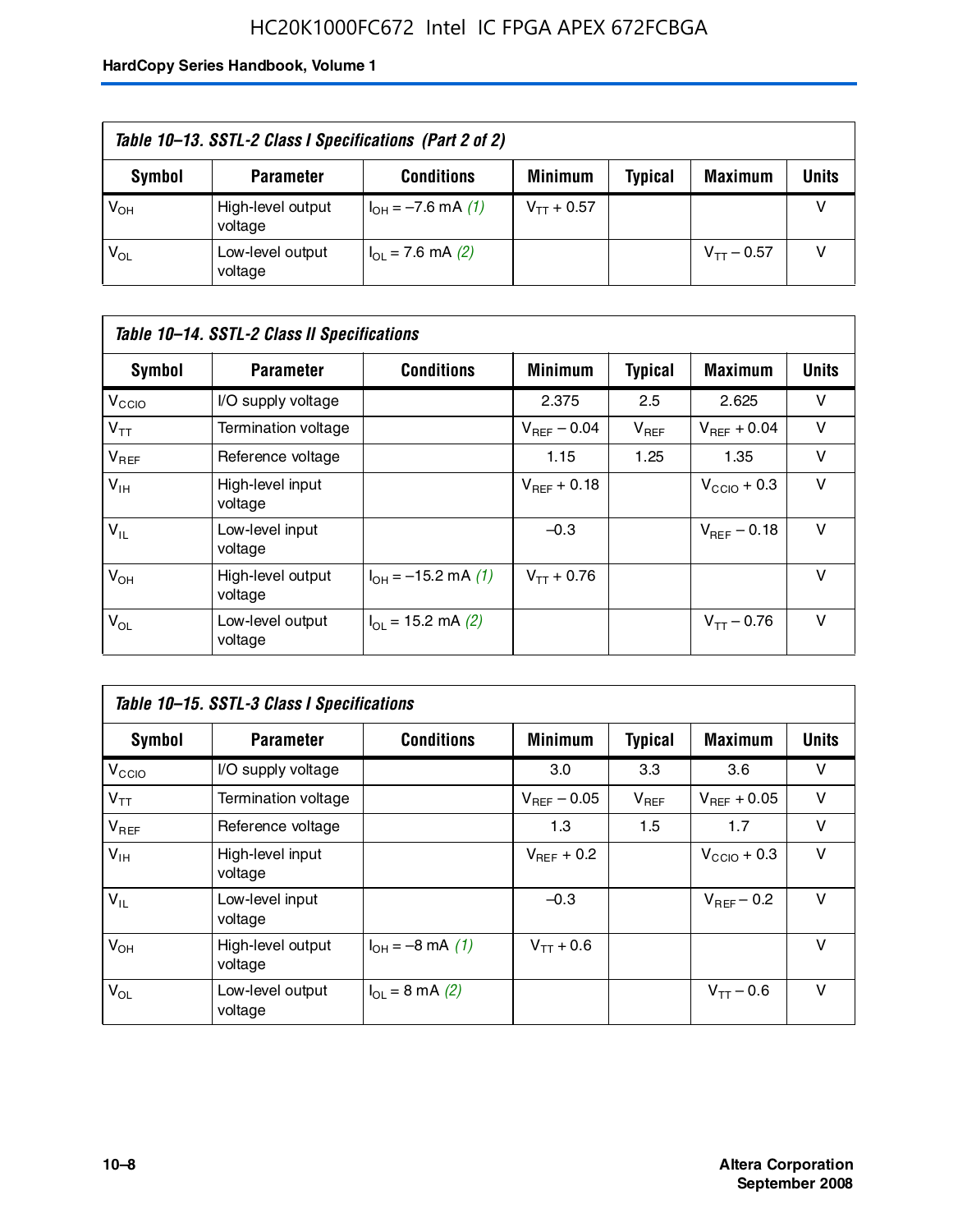*Table 10–13. SSTL-2 Class I Specifications (Part 2 of 2)*

| Symbol | Parameter | Conditions | Minimum | Typical | Maximum | Units |
|---|---|---|---|---|---|---|
| $V_{OH}$ | High-level output voltage | $I_{OH}$ = –7.6 mA *(1)* | $V_{TT}$ + 0.57 | | | V |
| $V_{OL}$ | Low-level output voltage | $I_{OL}$ = 7.6 mA *(2)* | | | $V_{TT}$ – 0.57 | V |

*Table 10–14. SSTL-2 Class II Specifications*

| Symbol | Parameter | Conditions | Minimum | Typical | Maximum | Units |
|---|---|---|---|---|---|---|
| $V_{CCIO}$ | I/O supply voltage | | 2.375 | 2.5 | 2.625 | V |
| $V_{TT}$ | Termination voltage | | $V_{REF}$ – 0.04 | $V_{REF}$ | $V_{REF}$ + 0.04 | V |
| $V_{REF}$ | Reference voltage | | 1.15 | 1.25 | 1.35 | V |
| $V_{IH}$ | High-level input voltage | | $V_{REF}$ + 0.18 | | $V_{CCIO}$ + 0.3 | V |
| $V_{IL}$ | Low-level input voltage | | –0.3 | | $V_{REF}$ – 0.18 | V |
| $V_{OH}$ | High-level output voltage | $I_{OH}$ = –15.2 mA *(1)* | $V_{TT}$ + 0.76 | | | V |
| $V_{OL}$ | Low-level output voltage | $I_{OL}$ = 15.2 mA *(2)* | | | $V_{TT}$ – 0.76 | V |

*Table 10–15. SSTL-3 Class I Specifications*

| Symbol | Parameter | Conditions | Minimum | Typical | Maximum | Units |
|---|---|---|---|---|---|---|
| $V_{CCIO}$ | I/O supply voltage | | 3.0 | 3.3 | 3.6 | V |
| $V_{TT}$ | Termination voltage | | $V_{REF}$ – 0.05 | $V_{REF}$ | $V_{REF}$ + 0.05 | V |
| $V_{REF}$ | Reference voltage | | 1.3 | 1.5 | 1.7 | V |
| $V_{IH}$ | High-level input voltage | | $V_{REF}$ + 0.2 | | $V_{CCIO}$ + 0.3 | V |
| $V_{IL}$ | Low-level input voltage | | –0.3 | | $V_{REF}$ – 0.2 | V |
| $V_{OH}$ | High-level output voltage | $I_{OH}$ = –8 mA *(1)* | $V_{TT}$ + 0.6 | | | V |
| $V_{OL}$ | Low-level output voltage | $I_{OL}$ = 8 mA *(2)* | | | $V_{TT}$ – 0.6 | V |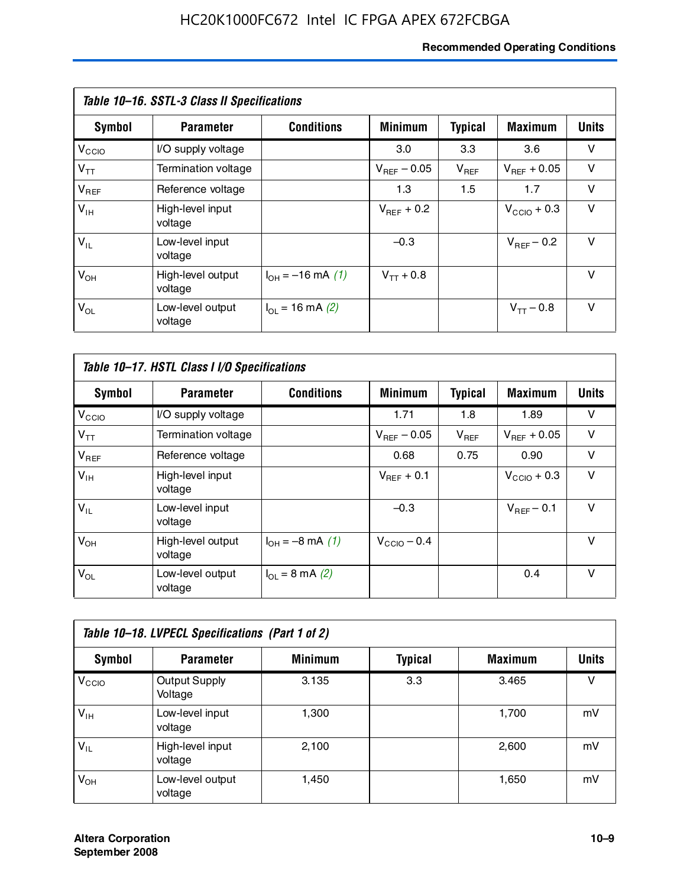**Table 10–16. SSTL-3 Class II Specifications**

| Symbol | Parameter | Conditions | Minimum | Typical | Maximum | Units |
|---|---|---|---|---|---|---|
| $V_{CCIO}$ | I/O supply voltage | | 3.0 | 3.3 | 3.6 | V |
| $V_{TT}$ | Termination voltage | | $V_{REF} - 0.05$ | $V_{REF}$ | $V_{REF} + 0.05$ | V |
| $V_{REF}$ | Reference voltage | | 1.3 | 1.5 | 1.7 | V |
| $V_{IH}$ | High-level input voltage | | $V_{REF} + 0.2$ | | $V_{CCIO} + 0.3$ | V |
| $V_{IL}$ | Low-level input voltage | | –0.3 | | $V_{REF} - 0.2$ | V |
| $V_{OH}$ | High-level output voltage | $I_{OH}$ = –16 mA *(1)* | $V_{TT} + 0.8$ | | | V |
| $V_{OL}$ | Low-level output voltage | $I_{OL}$ = 16 mA *(2)* | | | $V_{TT} - 0.8$ | V |

**Table 10–17. HSTL Class I I/O Specifications**

| Symbol | Parameter | Conditions | Minimum | Typical | Maximum | Units |
|---|---|---|---|---|---|---|
| $V_{CCIO}$ | I/O supply voltage | | 1.71 | 1.8 | 1.89 | V |
| $V_{TT}$ | Termination voltage | | $V_{REF} - 0.05$ | $V_{REF}$ | $V_{REF} + 0.05$ | V |
| $V_{REF}$ | Reference voltage | | 0.68 | 0.75 | 0.90 | V |
| $V_{IH}$ | High-level input voltage | | $V_{REF} + 0.1$ | | $V_{CCIO} + 0.3$ | V |
| $V_{IL}$ | Low-level input voltage | | –0.3 | | $V_{REF} - 0.1$ | V |
| $V_{OH}$ | High-level output voltage | $I_{OH}$ = –8 mA *(1)* | $V_{CCIO} - 0.4$ | | | V |
| $V_{OL}$ | Low-level output voltage | $I_{OL}$ = 8 mA *(2)* | | | 0.4 | V |

**Table 10–18. LVPECL Specifications (Part 1 of 2)**

| Symbol | Parameter | Minimum | Typical | Maximum | Units |
|---|---|---|---|---|---|
| $V_{CCIO}$ | Output Supply Voltage | 3.135 | 3.3 | 3.465 | V |
| $V_{IH}$ | Low-level input voltage | 1,300 | | 1,700 | mV |
| $V_{IL}$ | High-level input voltage | 2,100 | | 2,600 | mV |
| $V_{OH}$ | Low-level output voltage | 1,450 | | 1,650 | mV |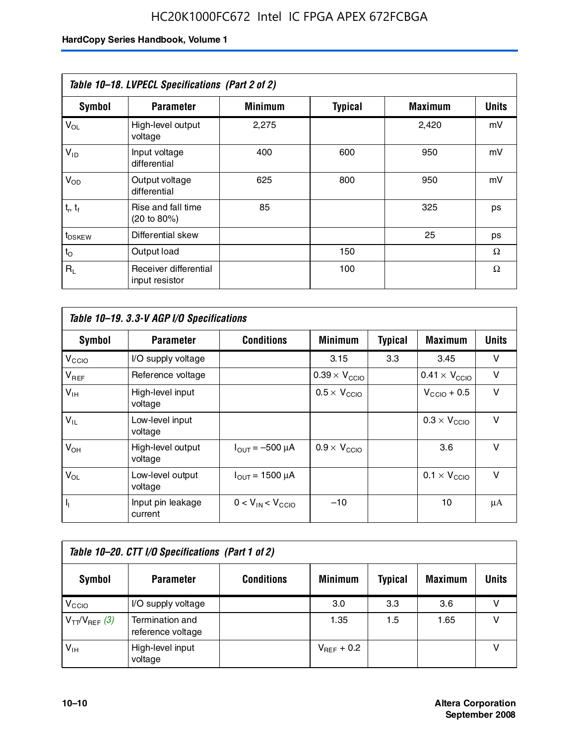**Table 10–18. LVPECL Specifications (Part 2 of 2)**

| Symbol | Parameter | Minimum | Typical | Maximum | Units |
|---|---|---|---|---|---|
| $V_{OL}$ | High-level output voltage | 2,275 | | 2,420 | mV |
| $V_{ID}$ | Input voltage differential | 400 | 600 | 950 | mV |
| $V_{OD}$ | Output voltage differential | 625 | 800 | 950 | mV |
| $t_r$, $t_f$ | Rise and fall time (20 to 80%) | 85 | | 325 | ps |
| $t_{DSKEW}$ | Differential skew | | | 25 | ps |
| $t_O$ | Output load | | 150 | | Ω |
| $R_L$ | Receiver differential input resistor | | 100 | | Ω |

**Table 10–19. 3.3-V AGP I/O Specifications**

| Symbol | Parameter | Conditions | Minimum | Typical | Maximum | Units |
|---|---|---|---|---|---|---|
| $V_{CCIO}$ | I/O supply voltage | | 3.15 | 3.3 | 3.45 | V |
| $V_{REF}$ | Reference voltage | | $0.39 \times V_{CCIO}$ | | $0.41 \times V_{CCIO}$ | V |
| $V_{IH}$ | High-level input voltage | | $0.5 \times V_{CCIO}$ | | $V_{CCIO} + 0.5$ | V |
| $V_{IL}$ | Low-level input voltage | | | | $0.3 \times V_{CCIO}$ | V |
| $V_{OH}$ | High-level output voltage | $I_{OUT} = -500\ \mu A$ | $0.9 \times V_{CCIO}$ | | 3.6 | V |
| $V_{OL}$ | Low-level output voltage | $I_{OUT} = 1500\ \mu A$ | | | $0.1 \times V_{CCIO}$ | V |
| $I_I$ | Input pin leakage current | $0 < V_{IN} < V_{CCIO}$ | –10 | | 10 | µA |

**Table 10–20. CTT I/O Specifications (Part 1 of 2)**

| Symbol | Parameter | Conditions | Minimum | Typical | Maximum | Units |
|---|---|---|---|---|---|---|
| $V_{CCIO}$ | I/O supply voltage | | 3.0 | 3.3 | 3.6 | V |
| $V_{TT}/V_{REF}$ *(3)* | Termination and reference voltage | | 1.35 | 1.5 | 1.65 | V |
| $V_{IH}$ | High-level input voltage | | $V_{REF} + 0.2$ | | | V |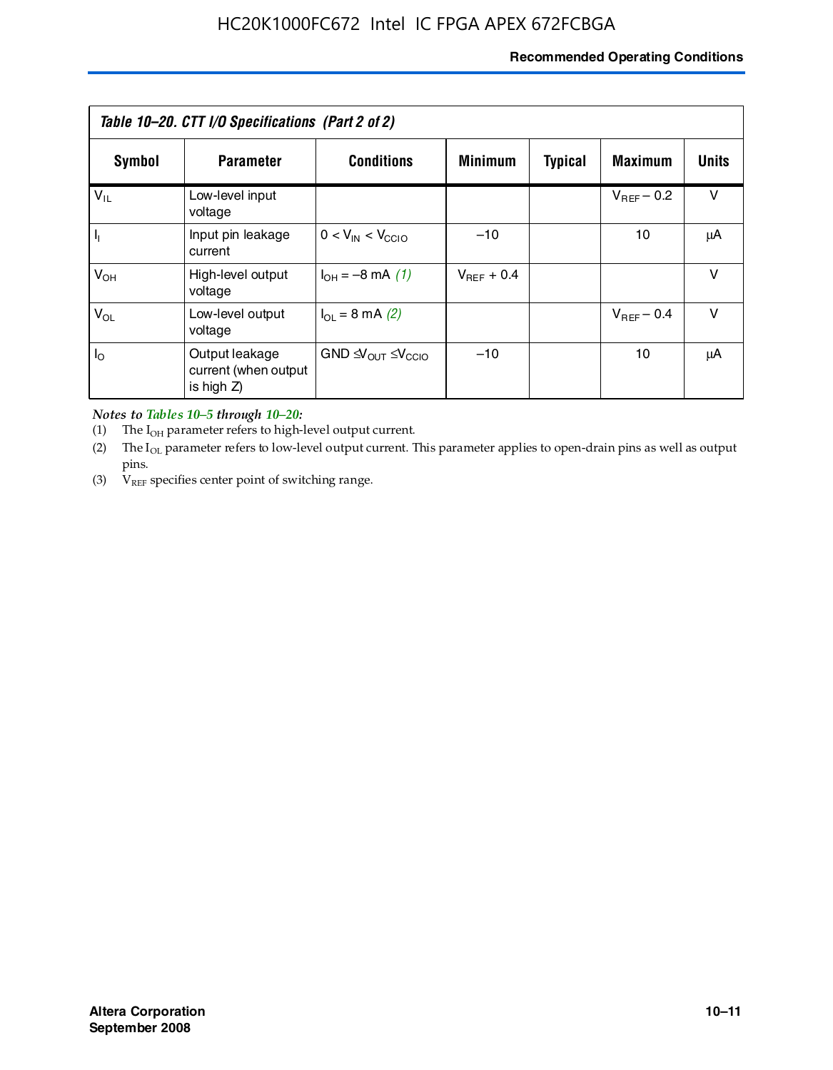| Table 10–20. CTT I/O Specifications (Part 2 of 2) | | | | | | |
|---|---|---|---|---|---|---|
| **Symbol** | **Parameter** | **Conditions** | **Minimum** | **Typical** | **Maximum** | **Units** |
| $V_{IL}$ | Low-level input voltage | | | | $V_{REF} - 0.2$ | V |
| $I_I$ | Input pin leakage current | $0 < V_{IN} < V_{CCIO}$ | –10 | | 10 | μA |
| $V_{OH}$ | High-level output voltage | $I_{OH} = -8$ mA *(1)* | $V_{REF} + 0.4$ | | | V |
| $V_{OL}$ | Low-level output voltage | $I_{OL} = 8$ mA *(2)* | | | $V_{REF} - 0.4$ | V |
| $I_O$ | Output leakage current (when output is high Z) | $GND \leq V_{OUT} \leq V_{CCIO}$ | –10 | | 10 | μA |

***Notes to Tables 10–5 through 10–20:***

(1) The $I_{OH}$ parameter refers to high-level output current.

(2) The $I_{OL}$ parameter refers to low-level output current. This parameter applies to open-drain pins as well as output pins.

(3) $V_{REF}$ specifies center point of switching range.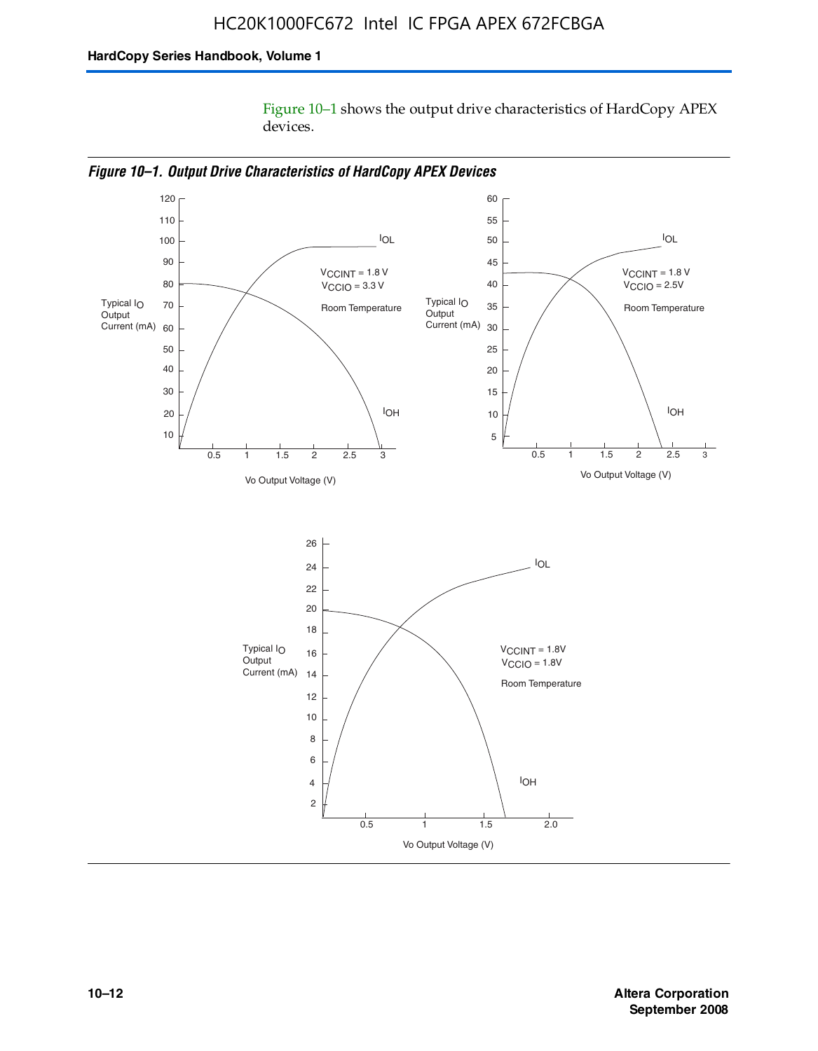Figure 10–1 shows the output drive characteristics of HardCopy APEX devices.

***Figure 10–1. Output Drive Characteristics of HardCopy APEX Devices***

Typical $I_O$ Output Current (mA)

$I_{OL}$

$V_{CCINT}$ = 1.8 V
$V_{CCIO}$ = 3.3 V

Room Temperature

$I_{OH}$

Vo Output Voltage (V)

Typical $I_O$ Output Current (mA)

$I_{OL}$

$V_{CCINT}$ = 1.8 V
$V_{CCIO}$ = 2.5V

Room Temperature

$I_{OH}$

Vo Output Voltage (V)

Typical $I_O$ Output Current (mA)

$I_{OL}$

$V_{CCINT}$ = 1.8V
$V_{CCIO}$ = 1.8V

Room Temperature

$I_{OH}$

Vo Output Voltage (V)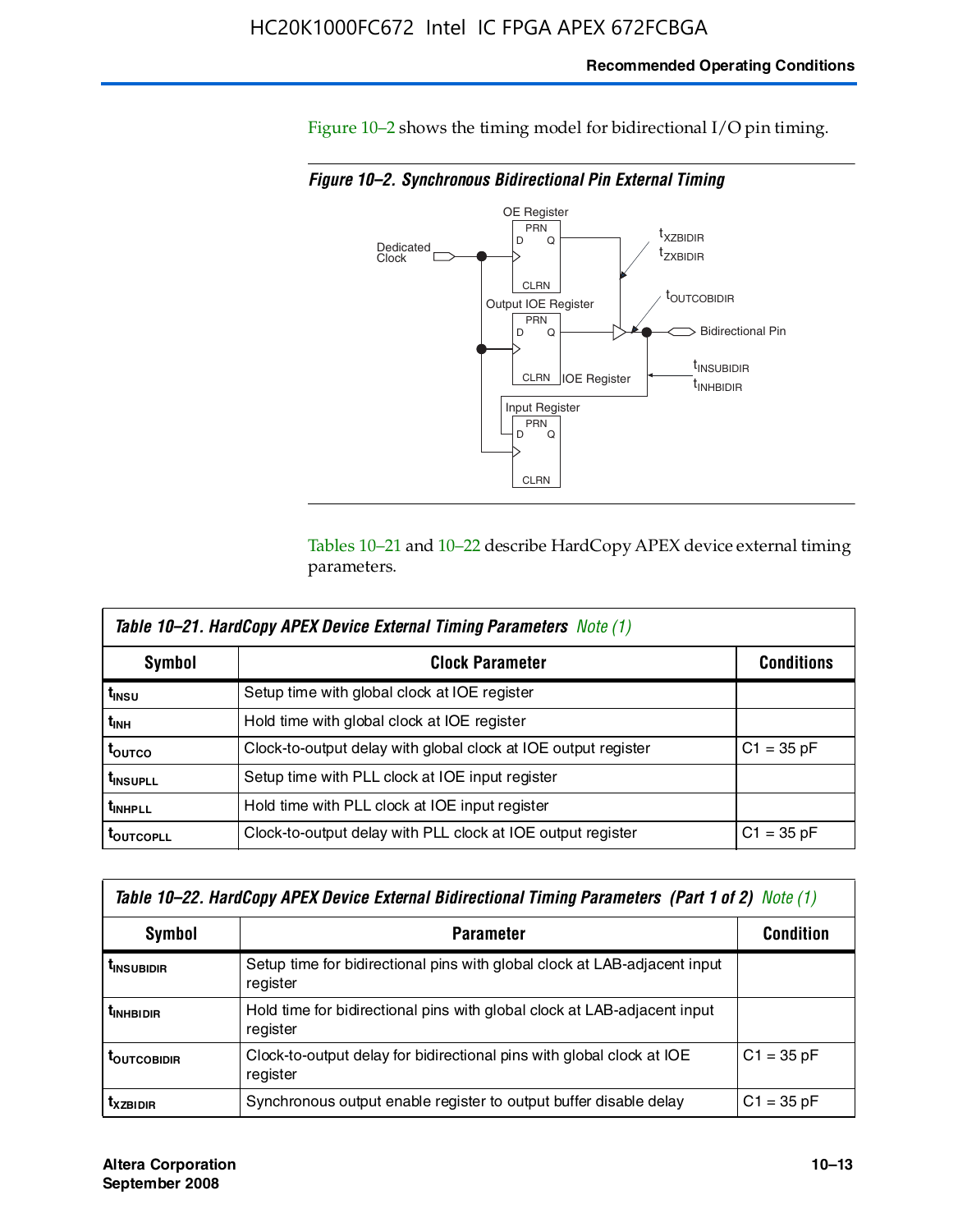Figure 10–2 shows the timing model for bidirectional I/O pin timing.

*Figure 10–2. Synchronous Bidirectional Pin External Timing*

Tables 10–21 and 10–22 describe HardCopy APEX device external timing parameters.

| *Table 10–21. HardCopy APEX Device External Timing Parameters Note (1)* | | |
|---|---|---|
| **Symbol** | **Clock Parameter** | **Conditions** |
| $t_{INSU}$ | Setup time with global clock at IOE register | |
| $t_{INH}$ | Hold time with global clock at IOE register | |
| $t_{OUTCO}$ | Clock-to-output delay with global clock at IOE output register | C1 = 35 pF |
| $t_{INSUPLL}$ | Setup time with PLL clock at IOE input register | |
| $t_{INHPLL}$ | Hold time with PLL clock at IOE input register | |
| $t_{OUTCOPLL}$ | Clock-to-output delay with PLL clock at IOE output register | C1 = 35 pF |

| *Table 10–22. HardCopy APEX Device External Bidirectional Timing Parameters (Part 1 of 2) Note (1)* | | |
|---|---|---|
| **Symbol** | **Parameter** | **Condition** |
| $t_{INSUBIDIR}$ | Setup time for bidirectional pins with global clock at LAB-adjacent input register | |
| $t_{INHBIDIR}$ | Hold time for bidirectional pins with global clock at LAB-adjacent input register | |
| $t_{OUTCOBIDIR}$ | Clock-to-output delay for bidirectional pins with global clock at IOE register | C1 = 35 pF |
| $t_{XZBIDIR}$ | Synchronous output enable register to output buffer disable delay | C1 = 35 pF |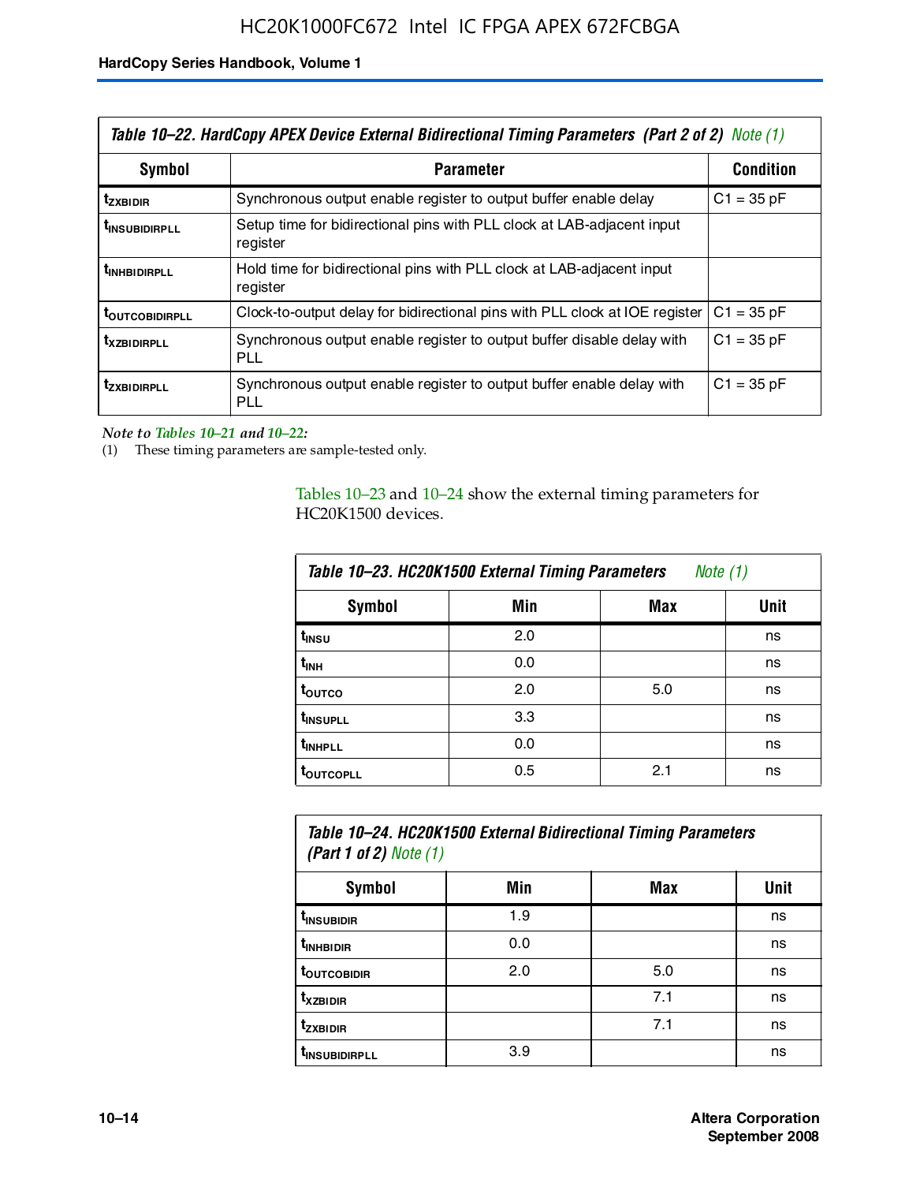**Table 10–22. HardCopy APEX Device External Bidirectional Timing Parameters (Part 2 of 2) Note (1)**

| Symbol | Parameter | Condition |
|---|---|---|
| $t_{ZXBIDIR}$ | Synchronous output enable register to output buffer enable delay | C1 = 35 pF |
| $t_{INSUBIDIRPLL}$ | Setup time for bidirectional pins with PLL clock at LAB-adjacent input register | |
| $t_{INHBIDIRPLL}$ | Hold time for bidirectional pins with PLL clock at LAB-adjacent input register | |
| $t_{OUTCOBIDIRPLL}$ | Clock-to-output delay for bidirectional pins with PLL clock at IOE register | C1 = 35 pF |
| $t_{XZBIDIRPLL}$ | Synchronous output enable register to output buffer disable delay with PLL | C1 = 35 pF |
| $t_{ZXBIDIRPLL}$ | Synchronous output enable register to output buffer enable delay with PLL | C1 = 35 pF |

*Note to Tables 10–21 and 10–22:*

(1) These timing parameters are sample-tested only.

Tables 10–23 and 10–24 show the external timing parameters for HC20K1500 devices.

**Table 10–23. HC20K1500 External Timing Parameters Note (1)**

| Symbol | Min | Max | Unit |
|---|---|---|---|
| $t_{INSU}$ | 2.0 | | ns |
| $t_{INH}$ | 0.0 | | ns |
| $t_{OUTCO}$ | 2.0 | 5.0 | ns |
| $t_{INSUPLL}$ | 3.3 | | ns |
| $t_{INHPLL}$ | 0.0 | | ns |
| $t_{OUTCOPLL}$ | 0.5 | 2.1 | ns |

**Table 10–24. HC20K1500 External Bidirectional Timing Parameters (Part 1 of 2) Note (1)**

| Symbol | Min | Max | Unit |
|---|---|---|---|
| $t_{INSUBIDIR}$ | 1.9 | | ns |
| $t_{INHBIDIR}$ | 0.0 | | ns |
| $t_{OUTCOBIDIR}$ | 2.0 | 5.0 | ns |
| $t_{XZBIDIR}$ | | 7.1 | ns |
| $t_{ZXBIDIR}$ | | 7.1 | ns |
| $t_{INSUBIDIRPLL}$ | 3.9 | | ns |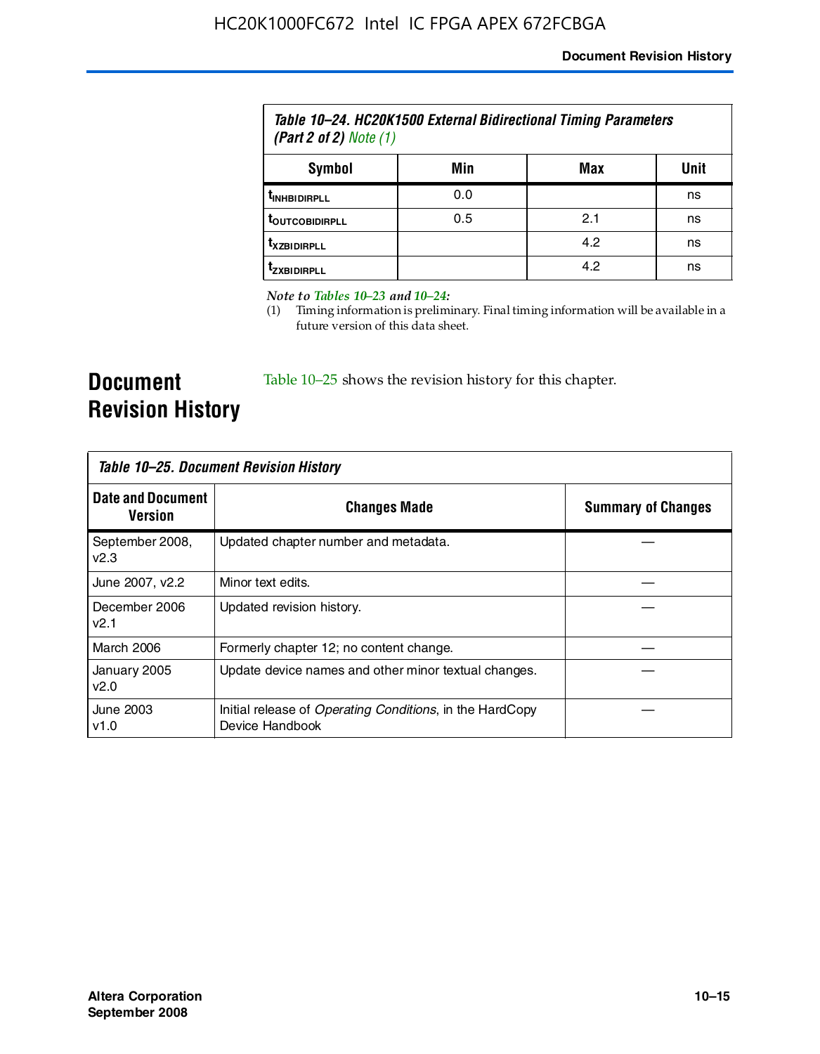Table 10–24. HC20K1500 External Bidirectional Timing Parameters (Part 2 of 2) Note (1)

| Symbol | Min | Max | Unit |
|---|---|---|---|
| $t_{INHBIDIRPLL}$ | 0.0 | | ns |
| $t_{OUTCOBIDIRPLL}$ | 0.5 | 2.1 | ns |
| $t_{XZBIDIRPLL}$ | | 4.2 | ns |
| $t_{ZXBIDIRPLL}$ | | 4.2 | ns |

*Note to Tables 10–23 and 10–24:*

(1) Timing information is preliminary. Final timing information will be available in a future version of this data sheet.

## Document Revision History

Table 10–25 shows the revision history for this chapter.

Table 10–25. Document Revision History

| Date and Document Version | Changes Made | Summary of Changes |
|---|---|---|
| September 2008, v2.3 | Updated chapter number and metadata. | — |
| June 2007, v2.2 | Minor text edits. | — |
| December 2006 v2.1 | Updated revision history. | — |
| March 2006 | Formerly chapter 12; no content change. | — |
| January 2005 v2.0 | Update device names and other minor textual changes. | — |
| June 2003 v1.0 | Initial release of *Operating Conditions*, in the HardCopy Device Handbook | — |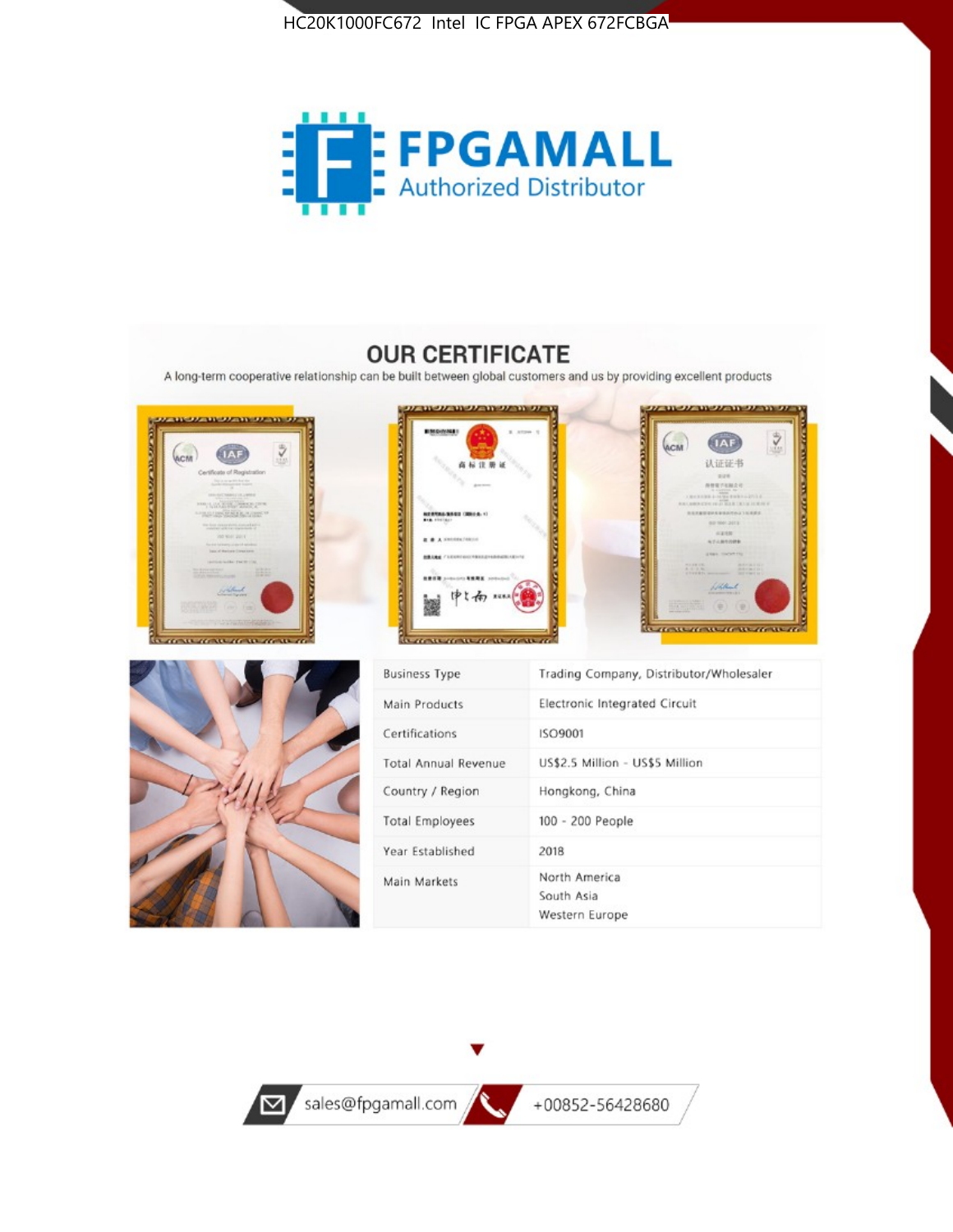FPGAMALL
Authorized Distributor

## OUR CERTIFICATE

A long-term cooperative relationship can be built between global customers and us by providing excellent products

| | |
|---|---|
| Business Type | Trading Company, Distributor/Wholesaler |
| Main Products | Electronic Integrated Circuit |
| Certifications | ISO9001 |
| Total Annual Revenue | US$2.5 Million - US$5 Million |
| Country / Region | Hongkong, China |
| Total Employees | 100 - 200 People |
| Year Established | 2018 |
| Main Markets | North America<br>South Asia<br>Western Europe |

sales@fpgamall.com

+00852-56428680